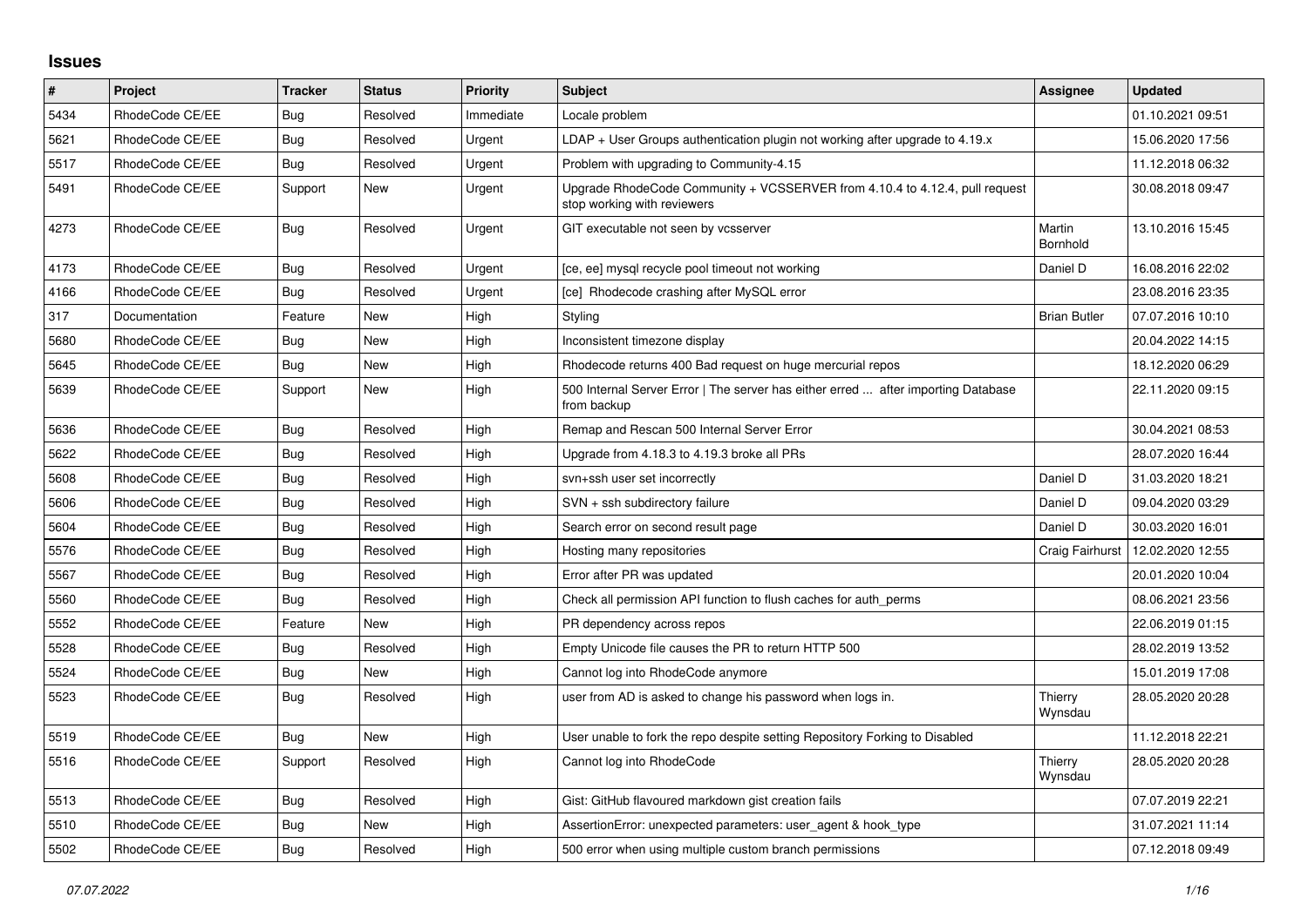## Issues

| # | Project | Tracker | Status | Priority | Subject | Assignee | Updated |
|---|---|---|---|---|---|---|---|
| 5434 | RhodeCode CE/EE | Bug | Resolved | Immediate | Locale problem | | 01.10.2021 09:51 |
| 5621 | RhodeCode CE/EE | Bug | Resolved | Urgent | LDAP + User Groups authentication plugin not working after upgrade to 4.19.x | | 15.06.2020 17:56 |
| 5517 | RhodeCode CE/EE | Bug | Resolved | Urgent | Problem with upgrading to Community-4.15 | | 11.12.2018 06:32 |
| 5491 | RhodeCode CE/EE | Support | New | Urgent | Upgrade RhodeCode Community + VCSSERVER from 4.10.4 to 4.12.4, pull request stop working with reviewers | | 30.08.2018 09:47 |
| 4273 | RhodeCode CE/EE | Bug | Resolved | Urgent | GIT executable not seen by vcsserver | Martin Bornhold | 13.10.2016 15:45 |
| 4173 | RhodeCode CE/EE | Bug | Resolved | Urgent | [ce, ee] mysql recycle pool timeout not working | Daniel D | 16.08.2016 22:02 |
| 4166 | RhodeCode CE/EE | Bug | Resolved | Urgent | [ce] Rhodecode crashing after MySQL error | | 23.08.2016 23:35 |
| 317 | Documentation | Feature | New | High | Styling | Brian Butler | 07.07.2016 10:10 |
| 5680 | RhodeCode CE/EE | Bug | New | High | Inconsistent timezone display | | 20.04.2022 14:15 |
| 5645 | RhodeCode CE/EE | Bug | New | High | Rhodecode returns 400 Bad request on huge mercurial repos | | 18.12.2020 06:29 |
| 5639 | RhodeCode CE/EE | Support | New | High | 500 Internal Server Error \| The server has either erred ... after importing Database from backup | | 22.11.2020 09:15 |
| 5636 | RhodeCode CE/EE | Bug | Resolved | High | Remap and Rescan 500 Internal Server Error | | 30.04.2021 08:53 |
| 5622 | RhodeCode CE/EE | Bug | Resolved | High | Upgrade from 4.18.3 to 4.19.3 broke all PRs | | 28.07.2020 16:44 |
| 5608 | RhodeCode CE/EE | Bug | Resolved | High | svn+ssh user set incorrectly | Daniel D | 31.03.2020 18:21 |
| 5606 | RhodeCode CE/EE | Bug | Resolved | High | SVN + ssh subdirectory failure | Daniel D | 09.04.2020 03:29 |
| 5604 | RhodeCode CE/EE | Bug | Resolved | High | Search error on second result page | Daniel D | 30.03.2020 16:01 |
| 5576 | RhodeCode CE/EE | Bug | Resolved | High | Hosting many repositories | Craig Fairhurst | 12.02.2020 12:55 |
| 5567 | RhodeCode CE/EE | Bug | Resolved | High | Error after PR was updated | | 20.01.2020 10:04 |
| 5560 | RhodeCode CE/EE | Bug | Resolved | High | Check all permission API function to flush caches for auth_perms | | 08.06.2021 23:56 |
| 5552 | RhodeCode CE/EE | Feature | New | High | PR dependency across repos | | 22.06.2019 01:15 |
| 5528 | RhodeCode CE/EE | Bug | Resolved | High | Empty Unicode file causes the PR to return HTTP 500 | | 28.02.2019 13:52 |
| 5524 | RhodeCode CE/EE | Bug | New | High | Cannot log into RhodeCode anymore | | 15.01.2019 17:08 |
| 5523 | RhodeCode CE/EE | Bug | Resolved | High | user from AD is asked to change his password when logs in. | Thierry Wynsdau | 28.05.2020 20:28 |
| 5519 | RhodeCode CE/EE | Bug | New | High | User unable to fork the repo despite setting Repository Forking to Disabled | | 11.12.2018 22:21 |
| 5516 | RhodeCode CE/EE | Support | Resolved | High | Cannot log into RhodeCode | Thierry Wynsdau | 28.05.2020 20:28 |
| 5513 | RhodeCode CE/EE | Bug | Resolved | High | Gist: GitHub flavoured markdown gist creation fails | | 07.07.2019 22:21 |
| 5510 | RhodeCode CE/EE | Bug | New | High | AssertionError: unexpected parameters: user_agent & hook_type | | 31.07.2021 11:14 |
| 5502 | RhodeCode CE/EE | Bug | Resolved | High | 500 error when using multiple custom branch permissions | | 07.12.2018 09:49 |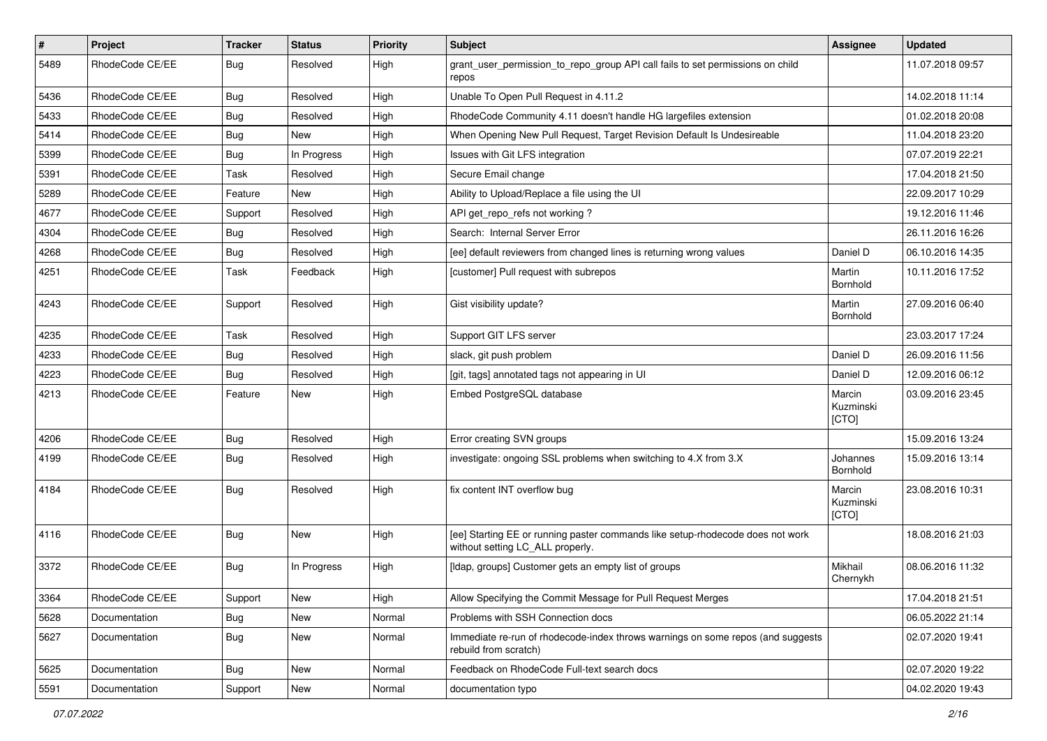| # | Project | Tracker | Status | Priority | Subject | Assignee | Updated |
|---|---|---|---|---|---|---|---|
| 5489 | RhodeCode CE/EE | Bug | Resolved | High | grant_user_permission_to_repo_group API call fails to set permissions on child repos | | 11.07.2018 09:57 |
| 5436 | RhodeCode CE/EE | Bug | Resolved | High | Unable To Open Pull Request in 4.11.2 | | 14.02.2018 11:14 |
| 5433 | RhodeCode CE/EE | Bug | Resolved | High | RhodeCode Community 4.11 doesn't handle HG largefiles extension | | 01.02.2018 20:08 |
| 5414 | RhodeCode CE/EE | Bug | New | High | When Opening New Pull Request, Target Revision Default Is Undesireable | | 11.04.2018 23:20 |
| 5399 | RhodeCode CE/EE | Bug | In Progress | High | Issues with Git LFS integration | | 07.07.2019 22:21 |
| 5391 | RhodeCode CE/EE | Task | Resolved | High | Secure Email change | | 17.04.2018 21:50 |
| 5289 | RhodeCode CE/EE | Feature | New | High | Ability to Upload/Replace a file using the UI | | 22.09.2017 10:29 |
| 4677 | RhodeCode CE/EE | Support | Resolved | High | API get_repo_refs not working ? | | 19.12.2016 11:46 |
| 4304 | RhodeCode CE/EE | Bug | Resolved | High | Search: Internal Server Error | | 26.11.2016 16:26 |
| 4268 | RhodeCode CE/EE | Bug | Resolved | High | [ee] default reviewers from changed lines is returning wrong values | Daniel D | 06.10.2016 14:35 |
| 4251 | RhodeCode CE/EE | Task | Feedback | High | [customer] Pull request with subrepos | Martin Bornhold | 10.11.2016 17:52 |
| 4243 | RhodeCode CE/EE | Support | Resolved | High | Gist visibility update? | Martin Bornhold | 27.09.2016 06:40 |
| 4235 | RhodeCode CE/EE | Task | Resolved | High | Support GIT LFS server | | 23.03.2017 17:24 |
| 4233 | RhodeCode CE/EE | Bug | Resolved | High | slack, git push problem | Daniel D | 26.09.2016 11:56 |
| 4223 | RhodeCode CE/EE | Bug | Resolved | High | [git, tags] annotated tags not appearing in UI | Daniel D | 12.09.2016 06:12 |
| 4213 | RhodeCode CE/EE | Feature | New | High | Embed PostgreSQL database | Marcin Kuzminski [CTO] | 03.09.2016 23:45 |
| 4206 | RhodeCode CE/EE | Bug | Resolved | High | Error creating SVN groups | | 15.09.2016 13:24 |
| 4199 | RhodeCode CE/EE | Bug | Resolved | High | investigate: ongoing SSL problems when switching to 4.X from 3.X | Johannes Bornhold | 15.09.2016 13:14 |
| 4184 | RhodeCode CE/EE | Bug | Resolved | High | fix content INT overflow bug | Marcin Kuzminski [CTO] | 23.08.2016 10:31 |
| 4116 | RhodeCode CE/EE | Bug | New | High | [ee] Starting EE or running paster commands like setup-rhodecode does not work without setting LC_ALL properly. | | 18.08.2016 21:03 |
| 3372 | RhodeCode CE/EE | Bug | In Progress | High | [ldap, groups] Customer gets an empty list of groups | Mikhail Chernykh | 08.06.2016 11:32 |
| 3364 | RhodeCode CE/EE | Support | New | High | Allow Specifying the Commit Message for Pull Request Merges | | 17.04.2018 21:51 |
| 5628 | Documentation | Bug | New | Normal | Problems with SSH Connection docs | | 06.05.2022 21:14 |
| 5627 | Documentation | Bug | New | Normal | Immediate re-run of rhodecode-index throws warnings on some repos (and suggests rebuild from scratch) | | 02.07.2020 19:41 |
| 5625 | Documentation | Bug | New | Normal | Feedback on RhodeCode Full-text search docs | | 02.07.2020 19:22 |
| 5591 | Documentation | Support | New | Normal | documentation typo | | 04.02.2020 19:43 |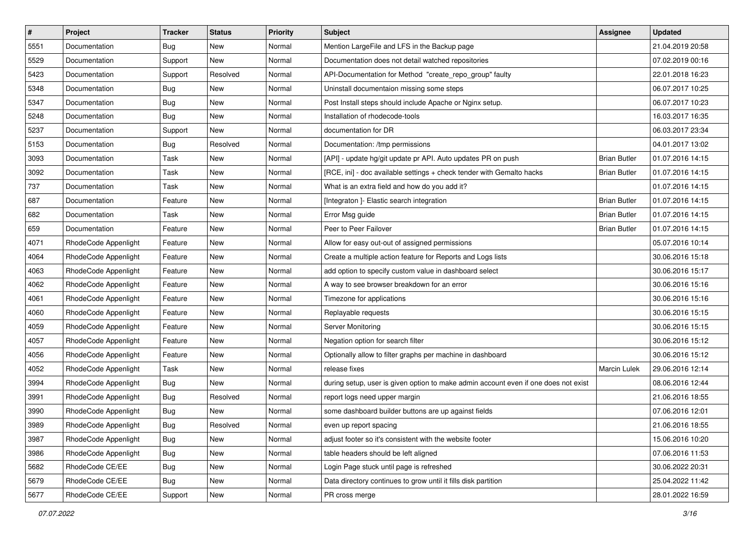| # | Project | Tracker | Status | Priority | Subject | Assignee | Updated |
| --- | --- | --- | --- | --- | --- | --- | --- |
| 5551 | Documentation | Bug | New | Normal | Mention LargeFile and LFS in the Backup page | | 21.04.2019 20:58 |
| 5529 | Documentation | Support | New | Normal | Documentation does not detail watched repositories | | 07.02.2019 00:16 |
| 5423 | Documentation | Support | Resolved | Normal | API-Documentation for Method "create_repo_group" faulty | | 22.01.2018 16:23 |
| 5348 | Documentation | Bug | New | Normal | Uninstall documentaion missing some steps | | 06.07.2017 10:25 |
| 5347 | Documentation | Bug | New | Normal | Post Install steps should include Apache or Nginx setup. | | 06.07.2017 10:23 |
| 5248 | Documentation | Bug | New | Normal | Installation of rhodecode-tools | | 16.03.2017 16:35 |
| 5237 | Documentation | Support | New | Normal | documentation for DR | | 06.03.2017 23:34 |
| 5153 | Documentation | Bug | Resolved | Normal | Documentation: /tmp permissions | | 04.01.2017 13:02 |
| 3093 | Documentation | Task | New | Normal | [API] - update hg/git update pr API. Auto updates PR on push | Brian Butler | 01.07.2016 14:15 |
| 3092 | Documentation | Task | New | Normal | [RCE, ini] - doc available settings + check tender with Gemalto hacks | Brian Butler | 01.07.2016 14:15 |
| 737 | Documentation | Task | New | Normal | What is an extra field and how do you add it? | | 01.07.2016 14:15 |
| 687 | Documentation | Feature | New | Normal | [Integraton ]- Elastic search integration | Brian Butler | 01.07.2016 14:15 |
| 682 | Documentation | Task | New | Normal | Error Msg guide | Brian Butler | 01.07.2016 14:15 |
| 659 | Documentation | Feature | New | Normal | Peer to Peer Failover | Brian Butler | 01.07.2016 14:15 |
| 4071 | RhodeCode Appenlight | Feature | New | Normal | Allow for easy out-out of assigned permissions | | 05.07.2016 10:14 |
| 4064 | RhodeCode Appenlight | Feature | New | Normal | Create a multiple action feature for Reports and Logs lists | | 30.06.2016 15:18 |
| 4063 | RhodeCode Appenlight | Feature | New | Normal | add option to specify custom value in dashboard select | | 30.06.2016 15:17 |
| 4062 | RhodeCode Appenlight | Feature | New | Normal | A way to see browser breakdown for an error | | 30.06.2016 15:16 |
| 4061 | RhodeCode Appenlight | Feature | New | Normal | Timezone for applications | | 30.06.2016 15:16 |
| 4060 | RhodeCode Appenlight | Feature | New | Normal | Replayable requests | | 30.06.2016 15:15 |
| 4059 | RhodeCode Appenlight | Feature | New | Normal | Server Monitoring | | 30.06.2016 15:15 |
| 4057 | RhodeCode Appenlight | Feature | New | Normal | Negation option for search filter | | 30.06.2016 15:12 |
| 4056 | RhodeCode Appenlight | Feature | New | Normal | Optionally allow to filter graphs per machine in dashboard | | 30.06.2016 15:12 |
| 4052 | RhodeCode Appenlight | Task | New | Normal | release fixes | Marcin Lulek | 29.06.2016 12:14 |
| 3994 | RhodeCode Appenlight | Bug | New | Normal | during setup, user is given option to make admin account even if one does not exist | | 08.06.2016 12:44 |
| 3991 | RhodeCode Appenlight | Bug | Resolved | Normal | report logs need upper margin | | 21.06.2016 18:55 |
| 3990 | RhodeCode Appenlight | Bug | New | Normal | some dashboard builder buttons are up against fields | | 07.06.2016 12:01 |
| 3989 | RhodeCode Appenlight | Bug | Resolved | Normal | even up report spacing | | 21.06.2016 18:55 |
| 3987 | RhodeCode Appenlight | Bug | New | Normal | adjust footer so it's consistent with the website footer | | 15.06.2016 10:20 |
| 3986 | RhodeCode Appenlight | Bug | New | Normal | table headers should be left aligned | | 07.06.2016 11:53 |
| 5682 | RhodeCode CE/EE | Bug | New | Normal | Login Page stuck until page is refreshed | | 30.06.2022 20:31 |
| 5679 | RhodeCode CE/EE | Bug | New | Normal | Data directory continues to grow until it fills disk partition | | 25.04.2022 11:42 |
| 5677 | RhodeCode CE/EE | Support | New | Normal | PR cross merge | | 28.01.2022 16:59 |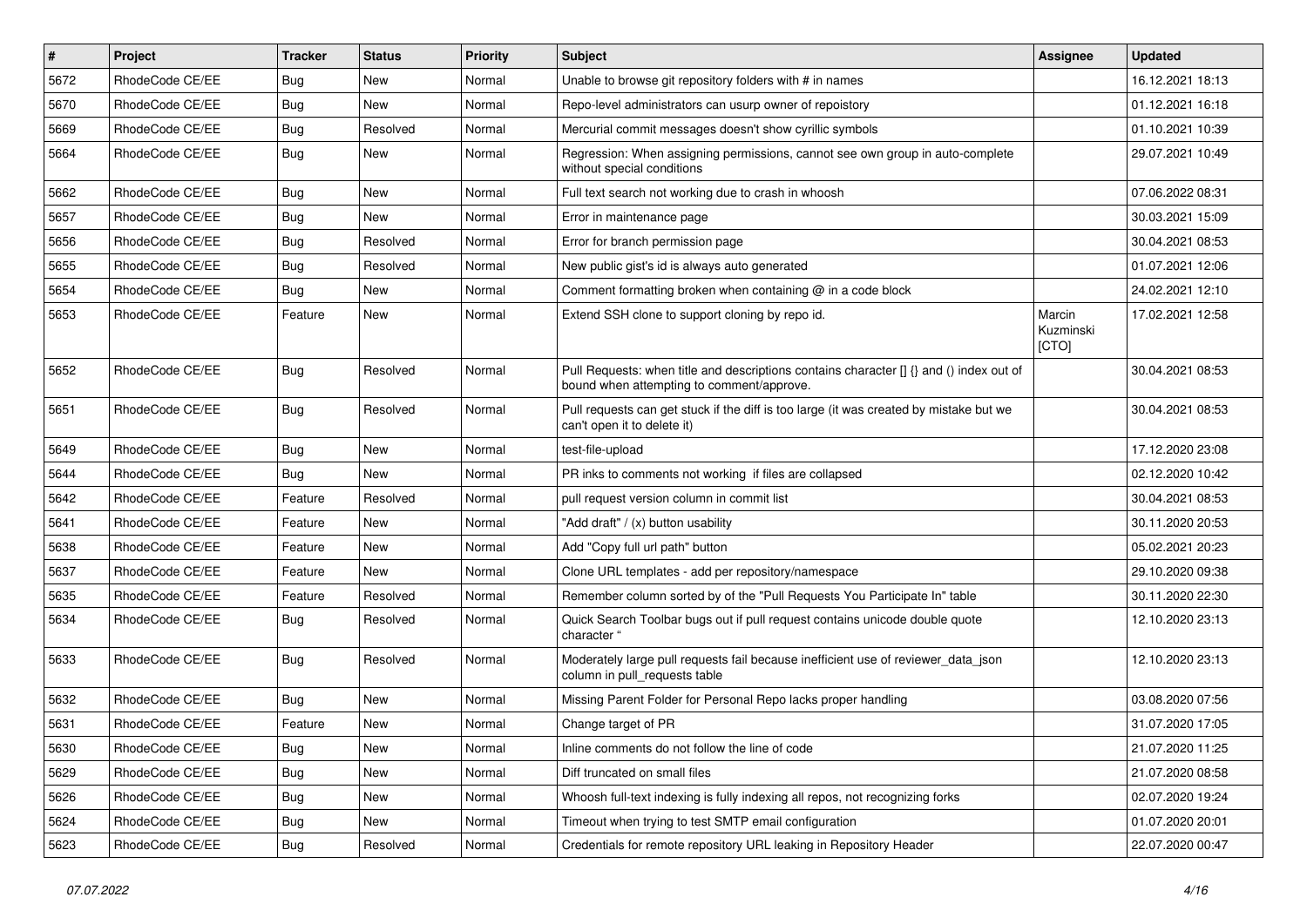| # | Project | Tracker | Status | Priority | Subject | Assignee | Updated |
|---|---|---|---|---|---|---|---|
| 5672 | RhodeCode CE/EE | Bug | New | Normal | Unable to browse git repository folders with # in names | | 16.12.2021 18:13 |
| 5670 | RhodeCode CE/EE | Bug | New | Normal | Repo-level administrators can usurp owner of repoistory | | 01.12.2021 16:18 |
| 5669 | RhodeCode CE/EE | Bug | Resolved | Normal | Mercurial commit messages doesn't show cyrillic symbols | | 01.10.2021 10:39 |
| 5664 | RhodeCode CE/EE | Bug | New | Normal | Regression: When assigning permissions, cannot see own group in auto-complete without special conditions | | 29.07.2021 10:49 |
| 5662 | RhodeCode CE/EE | Bug | New | Normal | Full text search not working due to crash in whoosh | | 07.06.2022 08:31 |
| 5657 | RhodeCode CE/EE | Bug | New | Normal | Error in maintenance page | | 30.03.2021 15:09 |
| 5656 | RhodeCode CE/EE | Bug | Resolved | Normal | Error for branch permission page | | 30.04.2021 08:53 |
| 5655 | RhodeCode CE/EE | Bug | Resolved | Normal | New public gist's id is always auto generated | | 01.07.2021 12:06 |
| 5654 | RhodeCode CE/EE | Bug | New | Normal | Comment formatting broken when containing @ in a code block | | 24.02.2021 12:10 |
| 5653 | RhodeCode CE/EE | Feature | New | Normal | Extend SSH clone to support cloning by repo id. | Marcin Kuzminski [CTO] | 17.02.2021 12:58 |
| 5652 | RhodeCode CE/EE | Bug | Resolved | Normal | Pull Requests: when title and descriptions contains character [] {} and () index out of bound when attempting to comment/approve. | | 30.04.2021 08:53 |
| 5651 | RhodeCode CE/EE | Bug | Resolved | Normal | Pull requests can get stuck if the diff is too large (it was created by mistake but we can't open it to delete it) | | 30.04.2021 08:53 |
| 5649 | RhodeCode CE/EE | Bug | New | Normal | test-file-upload | | 17.12.2020 23:08 |
| 5644 | RhodeCode CE/EE | Bug | New | Normal | PR inks to comments not working if files are collapsed | | 02.12.2020 10:42 |
| 5642 | RhodeCode CE/EE | Feature | Resolved | Normal | pull request version column in commit list | | 30.04.2021 08:53 |
| 5641 | RhodeCode CE/EE | Feature | New | Normal | "Add draft" / (x) button usability | | 30.11.2020 20:53 |
| 5638 | RhodeCode CE/EE | Feature | New | Normal | Add "Copy full url path" button | | 05.02.2021 20:23 |
| 5637 | RhodeCode CE/EE | Feature | New | Normal | Clone URL templates - add per repository/namespace | | 29.10.2020 09:38 |
| 5635 | RhodeCode CE/EE | Feature | Resolved | Normal | Remember column sorted by of the "Pull Requests You Participate In" table | | 30.11.2020 22:30 |
| 5634 | RhodeCode CE/EE | Bug | Resolved | Normal | Quick Search Toolbar bugs out if pull request contains unicode double quote character " | | 12.10.2020 23:13 |
| 5633 | RhodeCode CE/EE | Bug | Resolved | Normal | Moderately large pull requests fail because inefficient use of reviewer_data_json column in pull_requests table | | 12.10.2020 23:13 |
| 5632 | RhodeCode CE/EE | Bug | New | Normal | Missing Parent Folder for Personal Repo lacks proper handling | | 03.08.2020 07:56 |
| 5631 | RhodeCode CE/EE | Feature | New | Normal | Change target of PR | | 31.07.2020 17:05 |
| 5630 | RhodeCode CE/EE | Bug | New | Normal | Inline comments do not follow the line of code | | 21.07.2020 11:25 |
| 5629 | RhodeCode CE/EE | Bug | New | Normal | Diff truncated on small files | | 21.07.2020 08:58 |
| 5626 | RhodeCode CE/EE | Bug | New | Normal | Whoosh full-text indexing is fully indexing all repos, not recognizing forks | | 02.07.2020 19:24 |
| 5624 | RhodeCode CE/EE | Bug | New | Normal | Timeout when trying to test SMTP email configuration | | 01.07.2020 20:01 |
| 5623 | RhodeCode CE/EE | Bug | Resolved | Normal | Credentials for remote repository URL leaking in Repository Header | | 22.07.2020 00:47 |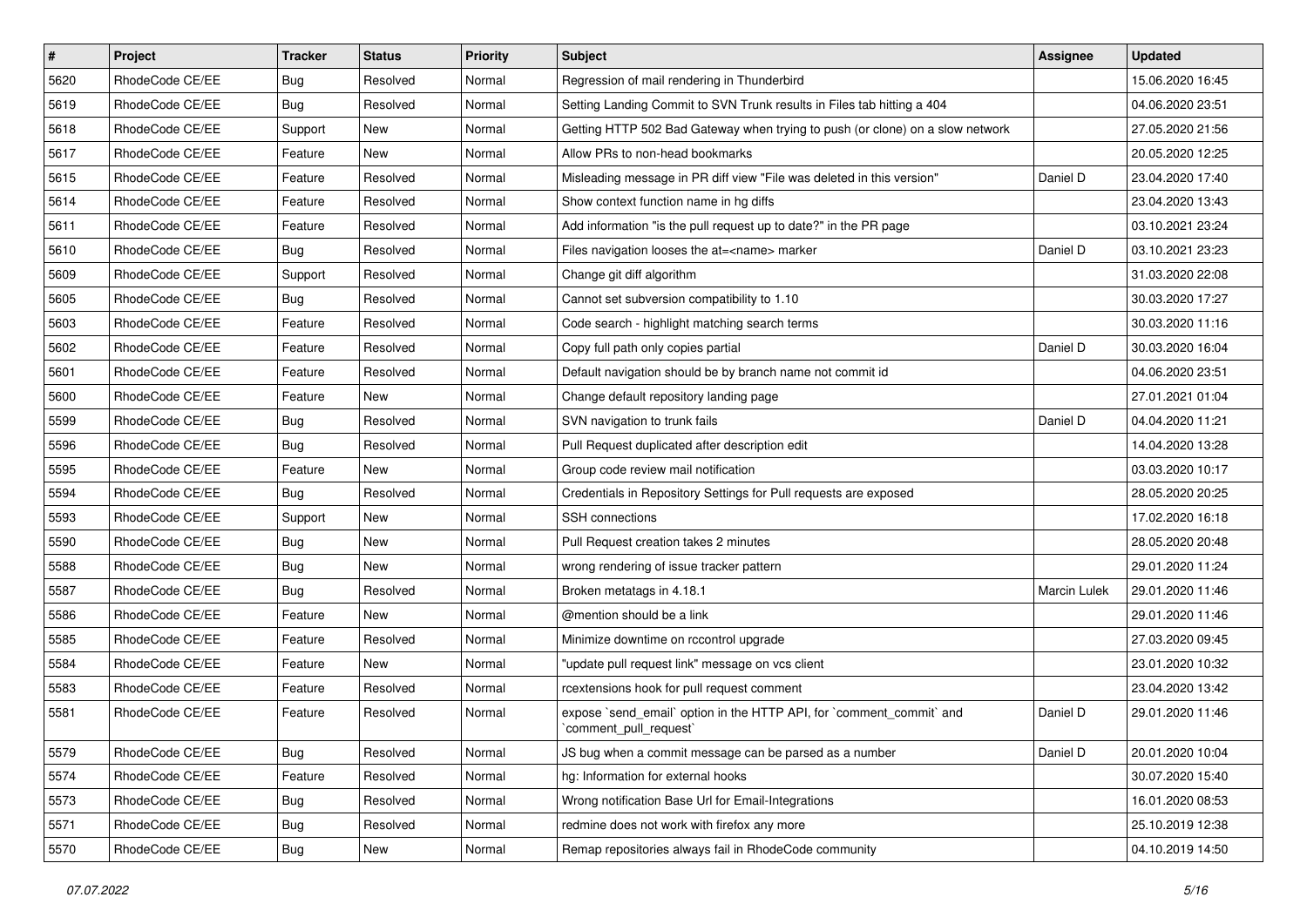| # | Project | Tracker | Status | Priority | Subject | Assignee | Updated |
|---|---|---|---|---|---|---|---|
| 5620 | RhodeCode CE/EE | Bug | Resolved | Normal | Regression of mail rendering in Thunderbird | | 15.06.2020 16:45 |
| 5619 | RhodeCode CE/EE | Bug | Resolved | Normal | Setting Landing Commit to SVN Trunk results in Files tab hitting a 404 | | 04.06.2020 23:51 |
| 5618 | RhodeCode CE/EE | Support | New | Normal | Getting HTTP 502 Bad Gateway when trying to push (or clone) on a slow network | | 27.05.2020 21:56 |
| 5617 | RhodeCode CE/EE | Feature | New | Normal | Allow PRs to non-head bookmarks | | 20.05.2020 12:25 |
| 5615 | RhodeCode CE/EE | Feature | Resolved | Normal | Misleading message in PR diff view "File was deleted in this version" | Daniel D | 23.04.2020 17:40 |
| 5614 | RhodeCode CE/EE | Feature | Resolved | Normal | Show context function name in hg diffs | | 23.04.2020 13:43 |
| 5611 | RhodeCode CE/EE | Feature | Resolved | Normal | Add information "is the pull request up to date?" in the PR page | | 03.10.2021 23:24 |
| 5610 | RhodeCode CE/EE | Bug | Resolved | Normal | Files navigation looses the at=<name> marker | Daniel D | 03.10.2021 23:23 |
| 5609 | RhodeCode CE/EE | Support | Resolved | Normal | Change git diff algorithm | | 31.03.2020 22:08 |
| 5605 | RhodeCode CE/EE | Bug | Resolved | Normal | Cannot set subversion compatibility to 1.10 | | 30.03.2020 17:27 |
| 5603 | RhodeCode CE/EE | Feature | Resolved | Normal | Code search - highlight matching search terms | | 30.03.2020 11:16 |
| 5602 | RhodeCode CE/EE | Feature | Resolved | Normal | Copy full path only copies partial | Daniel D | 30.03.2020 16:04 |
| 5601 | RhodeCode CE/EE | Feature | Resolved | Normal | Default navigation should be by branch name not commit id | | 04.06.2020 23:51 |
| 5600 | RhodeCode CE/EE | Feature | New | Normal | Change default repository landing page | | 27.01.2021 01:04 |
| 5599 | RhodeCode CE/EE | Bug | Resolved | Normal | SVN navigation to trunk fails | Daniel D | 04.04.2020 11:21 |
| 5596 | RhodeCode CE/EE | Bug | Resolved | Normal | Pull Request duplicated after description edit | | 14.04.2020 13:28 |
| 5595 | RhodeCode CE/EE | Feature | New | Normal | Group code review mail notification | | 03.03.2020 10:17 |
| 5594 | RhodeCode CE/EE | Bug | Resolved | Normal | Credentials in Repository Settings for Pull requests are exposed | | 28.05.2020 20:25 |
| 5593 | RhodeCode CE/EE | Support | New | Normal | SSH connections | | 17.02.2020 16:18 |
| 5590 | RhodeCode CE/EE | Bug | New | Normal | Pull Request creation takes 2 minutes | | 28.05.2020 20:48 |
| 5588 | RhodeCode CE/EE | Bug | New | Normal | wrong rendering of issue tracker pattern | | 29.01.2020 11:24 |
| 5587 | RhodeCode CE/EE | Bug | Resolved | Normal | Broken metatags in 4.18.1 | Marcin Lulek | 29.01.2020 11:46 |
| 5586 | RhodeCode CE/EE | Feature | New | Normal | @mention should be a link | | 29.01.2020 11:46 |
| 5585 | RhodeCode CE/EE | Feature | Resolved | Normal | Minimize downtime on rccontrol upgrade | | 27.03.2020 09:45 |
| 5584 | RhodeCode CE/EE | Feature | New | Normal | "update pull request link" message on vcs client | | 23.01.2020 10:32 |
| 5583 | RhodeCode CE/EE | Feature | Resolved | Normal | rcextensions hook for pull request comment | | 23.04.2020 13:42 |
| 5581 | RhodeCode CE/EE | Feature | Resolved | Normal | expose `send_email` option in the HTTP API, for `comment_commit` and `comment_pull_request` | Daniel D | 29.01.2020 11:46 |
| 5579 | RhodeCode CE/EE | Bug | Resolved | Normal | JS bug when a commit message can be parsed as a number | Daniel D | 20.01.2020 10:04 |
| 5574 | RhodeCode CE/EE | Feature | Resolved | Normal | hg: Information for external hooks | | 30.07.2020 15:40 |
| 5573 | RhodeCode CE/EE | Bug | Resolved | Normal | Wrong notification Base Url for Email-Integrations | | 16.01.2020 08:53 |
| 5571 | RhodeCode CE/EE | Bug | Resolved | Normal | redmine does not work with firefox any more | | 25.10.2019 12:38 |
| 5570 | RhodeCode CE/EE | Bug | New | Normal | Remap repositories always fail in RhodeCode community | | 04.10.2019 14:50 |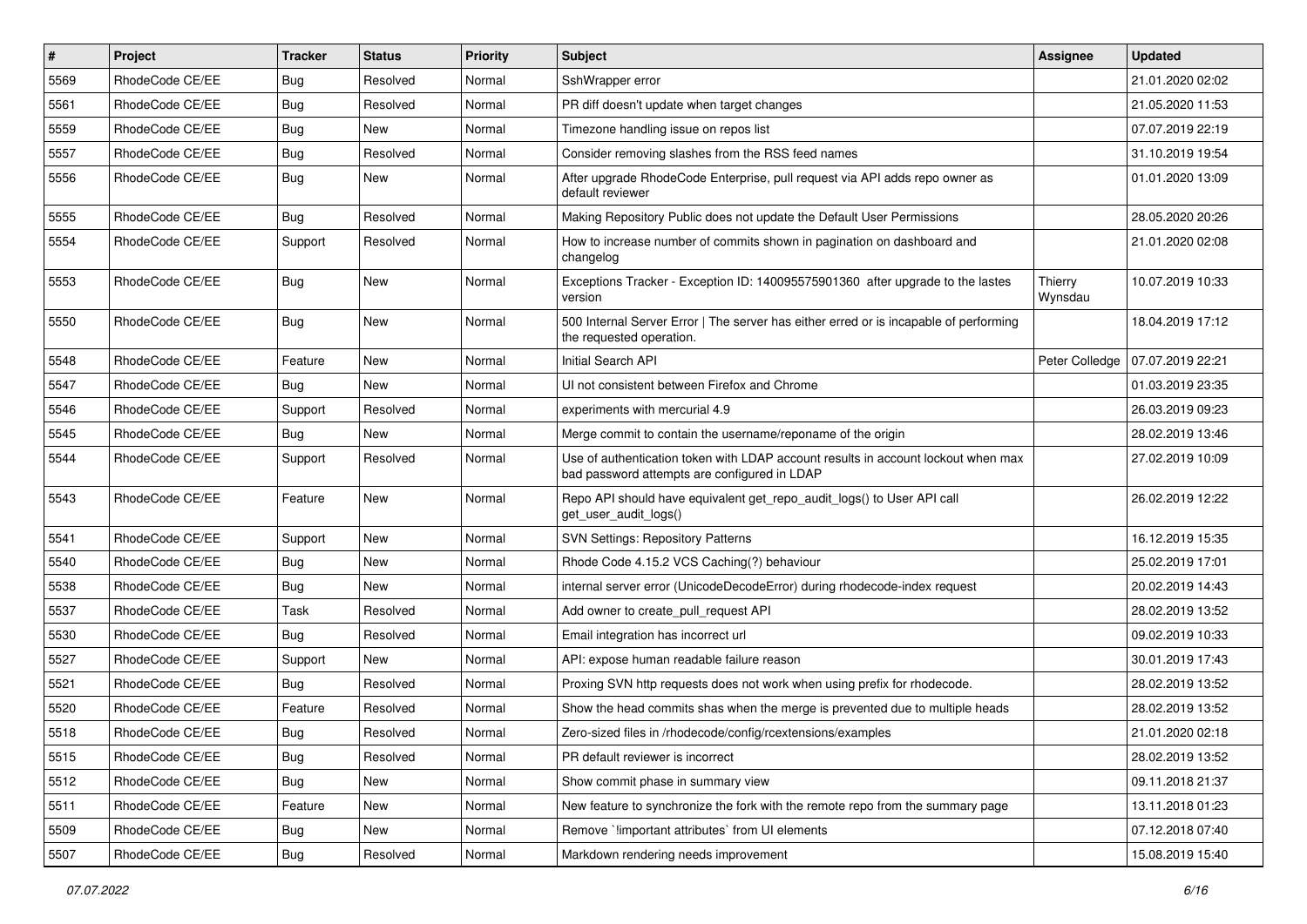| # | Project | Tracker | Status | Priority | Subject | Assignee | Updated |
| --- | --- | --- | --- | --- | --- | --- | --- |
| 5569 | RhodeCode CE/EE | Bug | Resolved | Normal | SshWrapper error | | 21.01.2020 02:02 |
| 5561 | RhodeCode CE/EE | Bug | Resolved | Normal | PR diff doesn't update when target changes | | 21.05.2020 11:53 |
| 5559 | RhodeCode CE/EE | Bug | New | Normal | Timezone handling issue on repos list | | 07.07.2019 22:19 |
| 5557 | RhodeCode CE/EE | Bug | Resolved | Normal | Consider removing slashes from the RSS feed names | | 31.10.2019 19:54 |
| 5556 | RhodeCode CE/EE | Bug | New | Normal | After upgrade RhodeCode Enterprise, pull request via API adds repo owner as default reviewer | | 01.01.2020 13:09 |
| 5555 | RhodeCode CE/EE | Bug | Resolved | Normal | Making Repository Public does not update the Default User Permissions | | 28.05.2020 20:26 |
| 5554 | RhodeCode CE/EE | Support | Resolved | Normal | How to increase number of commits shown in pagination on dashboard and changelog | | 21.01.2020 02:08 |
| 5553 | RhodeCode CE/EE | Bug | New | Normal | Exceptions Tracker - Exception ID: 140095575901360 after upgrade to the lastes version | Thierry Wynsdau | 10.07.2019 10:33 |
| 5550 | RhodeCode CE/EE | Bug | New | Normal | 500 Internal Server Error \| The server has either erred or is incapable of performing the requested operation. | | 18.04.2019 17:12 |
| 5548 | RhodeCode CE/EE | Feature | New | Normal | Initial Search API | Peter Colledge | 07.07.2019 22:21 |
| 5547 | RhodeCode CE/EE | Bug | New | Normal | UI not consistent between Firefox and Chrome | | 01.03.2019 23:35 |
| 5546 | RhodeCode CE/EE | Support | Resolved | Normal | experiments with mercurial 4.9 | | 26.03.2019 09:23 |
| 5545 | RhodeCode CE/EE | Bug | New | Normal | Merge commit to contain the username/reponame of the origin | | 28.02.2019 13:46 |
| 5544 | RhodeCode CE/EE | Support | Resolved | Normal | Use of authentication token with LDAP account results in account lockout when max bad password attempts are configured in LDAP | | 27.02.2019 10:09 |
| 5543 | RhodeCode CE/EE | Feature | New | Normal | Repo API should have equivalent get_repo_audit_logs() to User API call get_user_audit_logs() | | 26.02.2019 12:22 |
| 5541 | RhodeCode CE/EE | Support | New | Normal | SVN Settings: Repository Patterns | | 16.12.2019 15:35 |
| 5540 | RhodeCode CE/EE | Bug | New | Normal | Rhode Code 4.15.2 VCS Caching(?) behaviour | | 25.02.2019 17:01 |
| 5538 | RhodeCode CE/EE | Bug | New | Normal | internal server error (UnicodeDecodeError) during rhodecode-index request | | 20.02.2019 14:43 |
| 5537 | RhodeCode CE/EE | Task | Resolved | Normal | Add owner to create_pull_request API | | 28.02.2019 13:52 |
| 5530 | RhodeCode CE/EE | Bug | Resolved | Normal | Email integration has incorrect url | | 09.02.2019 10:33 |
| 5527 | RhodeCode CE/EE | Support | New | Normal | API: expose human readable failure reason | | 30.01.2019 17:43 |
| 5521 | RhodeCode CE/EE | Bug | Resolved | Normal | Proxing SVN http requests does not work when using prefix for rhodecode. | | 28.02.2019 13:52 |
| 5520 | RhodeCode CE/EE | Feature | Resolved | Normal | Show the head commits shas when the merge is prevented due to multiple heads | | 28.02.2019 13:52 |
| 5518 | RhodeCode CE/EE | Bug | Resolved | Normal | Zero-sized files in /rhodecode/config/rcextensions/examples | | 21.01.2020 02:18 |
| 5515 | RhodeCode CE/EE | Bug | Resolved | Normal | PR default reviewer is incorrect | | 28.02.2019 13:52 |
| 5512 | RhodeCode CE/EE | Bug | New | Normal | Show commit phase in summary view | | 09.11.2018 21:37 |
| 5511 | RhodeCode CE/EE | Feature | New | Normal | New feature to synchronize the fork with the remote repo from the summary page | | 13.11.2018 01:23 |
| 5509 | RhodeCode CE/EE | Bug | New | Normal | Remove `!important attributes` from UI elements | | 07.12.2018 07:40 |
| 5507 | RhodeCode CE/EE | Bug | Resolved | Normal | Markdown rendering needs improvement | | 15.08.2019 15:40 |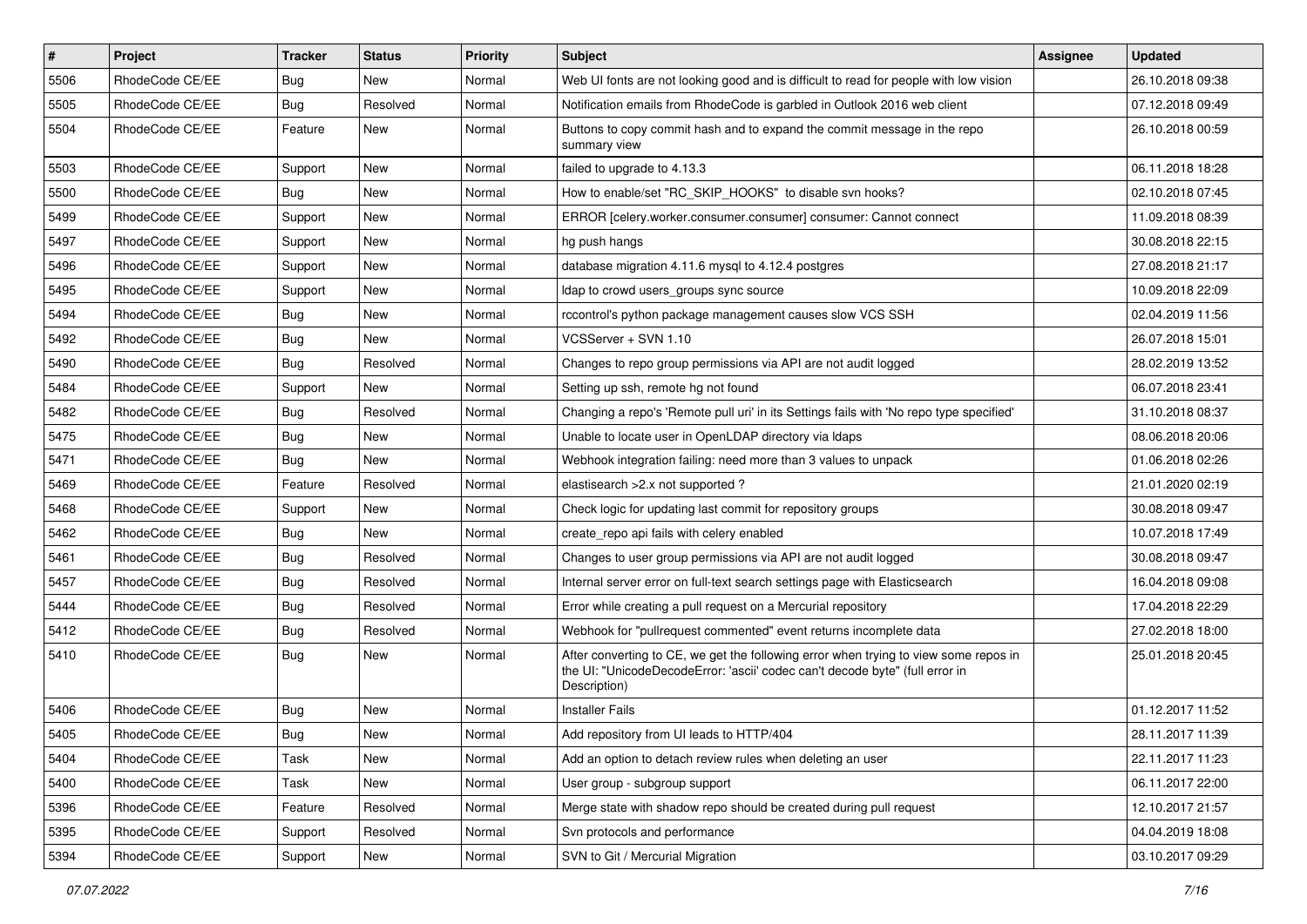| # | Project | Tracker | Status | Priority | Subject | Assignee | Updated |
| --- | --- | --- | --- | --- | --- | --- | --- |
| 5506 | RhodeCode CE/EE | Bug | New | Normal | Web UI fonts are not looking good and is difficult to read for people with low vision | | 26.10.2018 09:38 |
| 5505 | RhodeCode CE/EE | Bug | Resolved | Normal | Notification emails from RhodeCode is garbled in Outlook 2016 web client | | 07.12.2018 09:49 |
| 5504 | RhodeCode CE/EE | Feature | New | Normal | Buttons to copy commit hash and to expand the commit message in the repo summary view | | 26.10.2018 00:59 |
| 5503 | RhodeCode CE/EE | Support | New | Normal | failed to upgrade to 4.13.3 | | 06.11.2018 18:28 |
| 5500 | RhodeCode CE/EE | Bug | New | Normal | How to enable/set "RC_SKIP_HOOKS" to disable svn hooks? | | 02.10.2018 07:45 |
| 5499 | RhodeCode CE/EE | Support | New | Normal | ERROR [celery.worker.consumer.consumer] consumer: Cannot connect | | 11.09.2018 08:39 |
| 5497 | RhodeCode CE/EE | Support | New | Normal | hg push hangs | | 30.08.2018 22:15 |
| 5496 | RhodeCode CE/EE | Support | New | Normal | database migration 4.11.6 mysql to 4.12.4 postgres | | 27.08.2018 21:17 |
| 5495 | RhodeCode CE/EE | Support | New | Normal | ldap to crowd users_groups sync source | | 10.09.2018 22:09 |
| 5494 | RhodeCode CE/EE | Bug | New | Normal | rccontrol's python package management causes slow VCS SSH | | 02.04.2019 11:56 |
| 5492 | RhodeCode CE/EE | Bug | New | Normal | VCSServer + SVN 1.10 | | 26.07.2018 15:01 |
| 5490 | RhodeCode CE/EE | Bug | Resolved | Normal | Changes to repo group permissions via API are not audit logged | | 28.02.2019 13:52 |
| 5484 | RhodeCode CE/EE | Support | New | Normal | Setting up ssh, remote hg not found | | 06.07.2018 23:41 |
| 5482 | RhodeCode CE/EE | Bug | Resolved | Normal | Changing a repo's 'Remote pull uri' in its Settings fails with 'No repo type specified' | | 31.10.2018 08:37 |
| 5475 | RhodeCode CE/EE | Bug | New | Normal | Unable to locate user in OpenLDAP directory via ldaps | | 08.06.2018 20:06 |
| 5471 | RhodeCode CE/EE | Bug | New | Normal | Webhook integration failing: need more than 3 values to unpack | | 01.06.2018 02:26 |
| 5469 | RhodeCode CE/EE | Feature | Resolved | Normal | elastisearch >2.x not supported ? | | 21.01.2020 02:19 |
| 5468 | RhodeCode CE/EE | Support | New | Normal | Check logic for updating last commit for repository groups | | 30.08.2018 09:47 |
| 5462 | RhodeCode CE/EE | Bug | New | Normal | create_repo api fails with celery enabled | | 10.07.2018 17:49 |
| 5461 | RhodeCode CE/EE | Bug | Resolved | Normal | Changes to user group permissions via API are not audit logged | | 30.08.2018 09:47 |
| 5457 | RhodeCode CE/EE | Bug | Resolved | Normal | Internal server error on full-text search settings page with Elasticsearch | | 16.04.2018 09:08 |
| 5444 | RhodeCode CE/EE | Bug | Resolved | Normal | Error while creating a pull request on a Mercurial repository | | 17.04.2018 22:29 |
| 5412 | RhodeCode CE/EE | Bug | Resolved | Normal | Webhook for "pullrequest commented" event returns incomplete data | | 27.02.2018 18:00 |
| 5410 | RhodeCode CE/EE | Bug | New | Normal | After converting to CE, we get the following error when trying to view some repos in the UI: "UnicodeDecodeError: 'ascii' codec can't decode byte" (full error in Description) | | 25.01.2018 20:45 |
| 5406 | RhodeCode CE/EE | Bug | New | Normal | Installer Fails | | 01.12.2017 11:52 |
| 5405 | RhodeCode CE/EE | Bug | New | Normal | Add repository from UI leads to HTTP/404 | | 28.11.2017 11:39 |
| 5404 | RhodeCode CE/EE | Task | New | Normal | Add an option to detach review rules when deleting an user | | 22.11.2017 11:23 |
| 5400 | RhodeCode CE/EE | Task | New | Normal | User group - subgroup support | | 06.11.2017 22:00 |
| 5396 | RhodeCode CE/EE | Feature | Resolved | Normal | Merge state with shadow repo should be created during pull request | | 12.10.2017 21:57 |
| 5395 | RhodeCode CE/EE | Support | Resolved | Normal | Svn protocols and performance | | 04.04.2019 18:08 |
| 5394 | RhodeCode CE/EE | Support | New | Normal | SVN to Git / Mercurial Migration | | 03.10.2017 09:29 |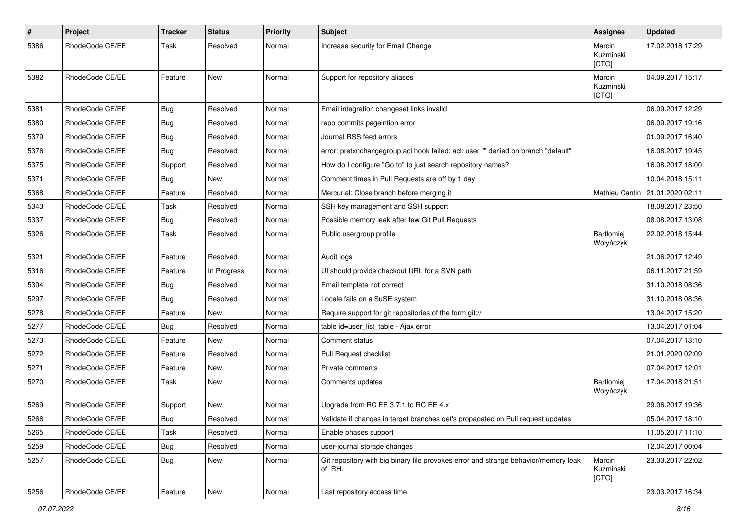| # | Project | Tracker | Status | Priority | Subject | Assignee | Updated |
|---|---|---|---|---|---|---|---|
| 5386 | RhodeCode CE/EE | Task | Resolved | Normal | Increase security for Email Change | Marcin Kuzminski [CTO] | 17.02.2018 17:29 |
| 5382 | RhodeCode CE/EE | Feature | New | Normal | Support for repository aliases | Marcin Kuzminski [CTO] | 04.09.2017 15:17 |
| 5381 | RhodeCode CE/EE | Bug | Resolved | Normal | Email integration changeset links invalid | | 06.09.2017 12:29 |
| 5380 | RhodeCode CE/EE | Bug | Resolved | Normal | repo commits pageintion error | | 06.09.2017 19:16 |
| 5379 | RhodeCode CE/EE | Bug | Resolved | Normal | Journal RSS feed errors | | 01.09.2017 16:40 |
| 5376 | RhodeCode CE/EE | Bug | Resolved | Normal | error: pretxnchangegroup.acl hook failed: acl: user "" denied on branch "default" | | 16.08.2017 19:45 |
| 5375 | RhodeCode CE/EE | Support | Resolved | Normal | How do I configure "Go to" to just search repository names? | | 16.08.2017 18:00 |
| 5371 | RhodeCode CE/EE | Bug | New | Normal | Comment times in Pull Requests are off by 1 day | | 10.04.2018 15:11 |
| 5368 | RhodeCode CE/EE | Feature | Resolved | Normal | Mercurial: Close branch before merging it | Mathieu Cantin | 21.01.2020 02:11 |
| 5343 | RhodeCode CE/EE | Task | Resolved | Normal | SSH key management and SSH support | | 18.08.2017 23:50 |
| 5337 | RhodeCode CE/EE | Bug | Resolved | Normal | Possible memory leak after few Git Pull Requests | | 08.08.2017 13:08 |
| 5326 | RhodeCode CE/EE | Task | Resolved | Normal | Public usergroup profile | Bartłomiej Wołyńczyk | 22.02.2018 15:44 |
| 5321 | RhodeCode CE/EE | Feature | Resolved | Normal | Audit logs | | 21.06.2017 12:49 |
| 5316 | RhodeCode CE/EE | Feature | In Progress | Normal | UI should provide checkout URL for a SVN path | | 06.11.2017 21:59 |
| 5304 | RhodeCode CE/EE | Bug | Resolved | Normal | Email template not correct | | 31.10.2018 08:36 |
| 5297 | RhodeCode CE/EE | Bug | Resolved | Normal | Locale fails on a SuSE system | | 31.10.2018 08:36 |
| 5278 | RhodeCode CE/EE | Feature | New | Normal | Require support for git repositories of the form git:// | | 13.04.2017 15:20 |
| 5277 | RhodeCode CE/EE | Bug | Resolved | Normal | table id=user_list_table - Ajax error | | 13.04.2017 01:04 |
| 5273 | RhodeCode CE/EE | Feature | New | Normal | Comment status | | 07.04.2017 13:10 |
| 5272 | RhodeCode CE/EE | Feature | Resolved | Normal | Pull Request checklist | | 21.01.2020 02:09 |
| 5271 | RhodeCode CE/EE | Feature | New | Normal | Private comments | | 07.04.2017 12:01 |
| 5270 | RhodeCode CE/EE | Task | New | Normal | Comments updates | Bartłomiej Wołyńczyk | 17.04.2018 21:51 |
| 5269 | RhodeCode CE/EE | Support | New | Normal | Upgrade from RC EE 3.7.1 to RC EE 4.x | | 29.06.2017 19:36 |
| 5266 | RhodeCode CE/EE | Bug | Resolved | Normal | Validate if changes in target branches get's propagated on Pull request updates | | 05.04.2017 18:10 |
| 5265 | RhodeCode CE/EE | Task | Resolved | Normal | Enable phases support | | 11.05.2017 11:10 |
| 5259 | RhodeCode CE/EE | Bug | Resolved | Normal | user-journal storage changes | | 12.04.2017 00:04 |
| 5257 | RhodeCode CE/EE | Bug | New | Normal | Git repository with big binary file provokes error and strange behavior/memory leak of RH. | Marcin Kuzminski [CTO] | 23.03.2017 22:02 |
| 5256 | RhodeCode CE/EE | Feature | New | Normal | Last repository access time. | | 23.03.2017 16:34 |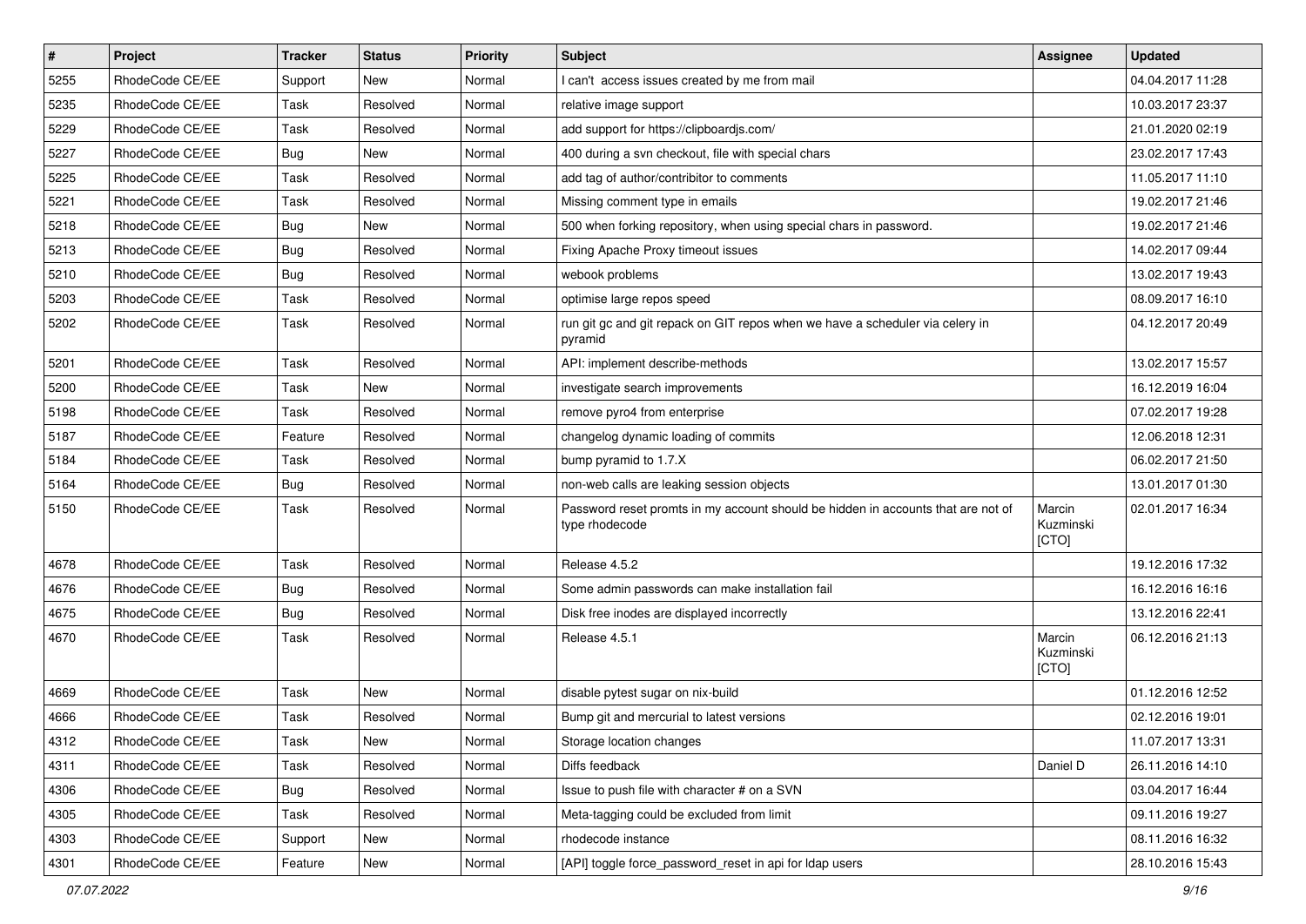| # | Project | Tracker | Status | Priority | Subject | Assignee | Updated |
|---|---|---|---|---|---|---|---|
| 5255 | RhodeCode CE/EE | Support | New | Normal | I can't  access issues created by me from mail | | 04.04.2017 11:28 |
| 5235 | RhodeCode CE/EE | Task | Resolved | Normal | relative image support | | 10.03.2017 23:37 |
| 5229 | RhodeCode CE/EE | Task | Resolved | Normal | add support for https://clipboardjs.com/ | | 21.01.2020 02:19 |
| 5227 | RhodeCode CE/EE | Bug | New | Normal | 400 during a svn checkout, file with special chars | | 23.02.2017 17:43 |
| 5225 | RhodeCode CE/EE | Task | Resolved | Normal | add tag of author/contribitor to comments | | 11.05.2017 11:10 |
| 5221 | RhodeCode CE/EE | Task | Resolved | Normal | Missing comment type in emails | | 19.02.2017 21:46 |
| 5218 | RhodeCode CE/EE | Bug | New | Normal | 500 when forking repository, when using special chars in password. | | 19.02.2017 21:46 |
| 5213 | RhodeCode CE/EE | Bug | Resolved | Normal | Fixing Apache Proxy timeout issues | | 14.02.2017 09:44 |
| 5210 | RhodeCode CE/EE | Bug | Resolved | Normal | webook problems | | 13.02.2017 19:43 |
| 5203 | RhodeCode CE/EE | Task | Resolved | Normal | optimise large repos speed | | 08.09.2017 16:10 |
| 5202 | RhodeCode CE/EE | Task | Resolved | Normal | run git gc and git repack on GIT repos when we have a scheduler via celery in pyramid | | 04.12.2017 20:49 |
| 5201 | RhodeCode CE/EE | Task | Resolved | Normal | API: implement describe-methods | | 13.02.2017 15:57 |
| 5200 | RhodeCode CE/EE | Task | New | Normal | investigate search improvements | | 16.12.2019 16:04 |
| 5198 | RhodeCode CE/EE | Task | Resolved | Normal | remove pyro4 from enterprise | | 07.02.2017 19:28 |
| 5187 | RhodeCode CE/EE | Feature | Resolved | Normal | changelog dynamic loading of commits | | 12.06.2018 12:31 |
| 5184 | RhodeCode CE/EE | Task | Resolved | Normal | bump pyramid to 1.7.X | | 06.02.2017 21:50 |
| 5164 | RhodeCode CE/EE | Bug | Resolved | Normal | non-web calls are leaking session objects | | 13.01.2017 01:30 |
| 5150 | RhodeCode CE/EE | Task | Resolved | Normal | Password reset promts in my account should be hidden in accounts that are not of type rhodecode | Marcin Kuzminski [CTO] | 02.01.2017 16:34 |
| 4678 | RhodeCode CE/EE | Task | Resolved | Normal | Release 4.5.2 | | 19.12.2016 17:32 |
| 4676 | RhodeCode CE/EE | Bug | Resolved | Normal | Some admin passwords can make installation fail | | 16.12.2016 16:16 |
| 4675 | RhodeCode CE/EE | Bug | Resolved | Normal | Disk free inodes are displayed incorrectly | | 13.12.2016 22:41 |
| 4670 | RhodeCode CE/EE | Task | Resolved | Normal | Release 4.5.1 | Marcin Kuzminski [CTO] | 06.12.2016 21:13 |
| 4669 | RhodeCode CE/EE | Task | New | Normal | disable pytest sugar on nix-build | | 01.12.2016 12:52 |
| 4666 | RhodeCode CE/EE | Task | Resolved | Normal | Bump git and mercurial to latest versions | | 02.12.2016 19:01 |
| 4312 | RhodeCode CE/EE | Task | New | Normal | Storage location changes | | 11.07.2017 13:31 |
| 4311 | RhodeCode CE/EE | Task | Resolved | Normal | Diffs feedback | Daniel D | 26.11.2016 14:10 |
| 4306 | RhodeCode CE/EE | Bug | Resolved | Normal | Issue to push file with character # on a SVN | | 03.04.2017 16:44 |
| 4305 | RhodeCode CE/EE | Task | Resolved | Normal | Meta-tagging could be excluded from limit | | 09.11.2016 19:27 |
| 4303 | RhodeCode CE/EE | Support | New | Normal | rhodecode instance | | 08.11.2016 16:32 |
| 4301 | RhodeCode CE/EE | Feature | New | Normal | [API] toggle force_password_reset in api for ldap users | | 28.10.2016 15:43 |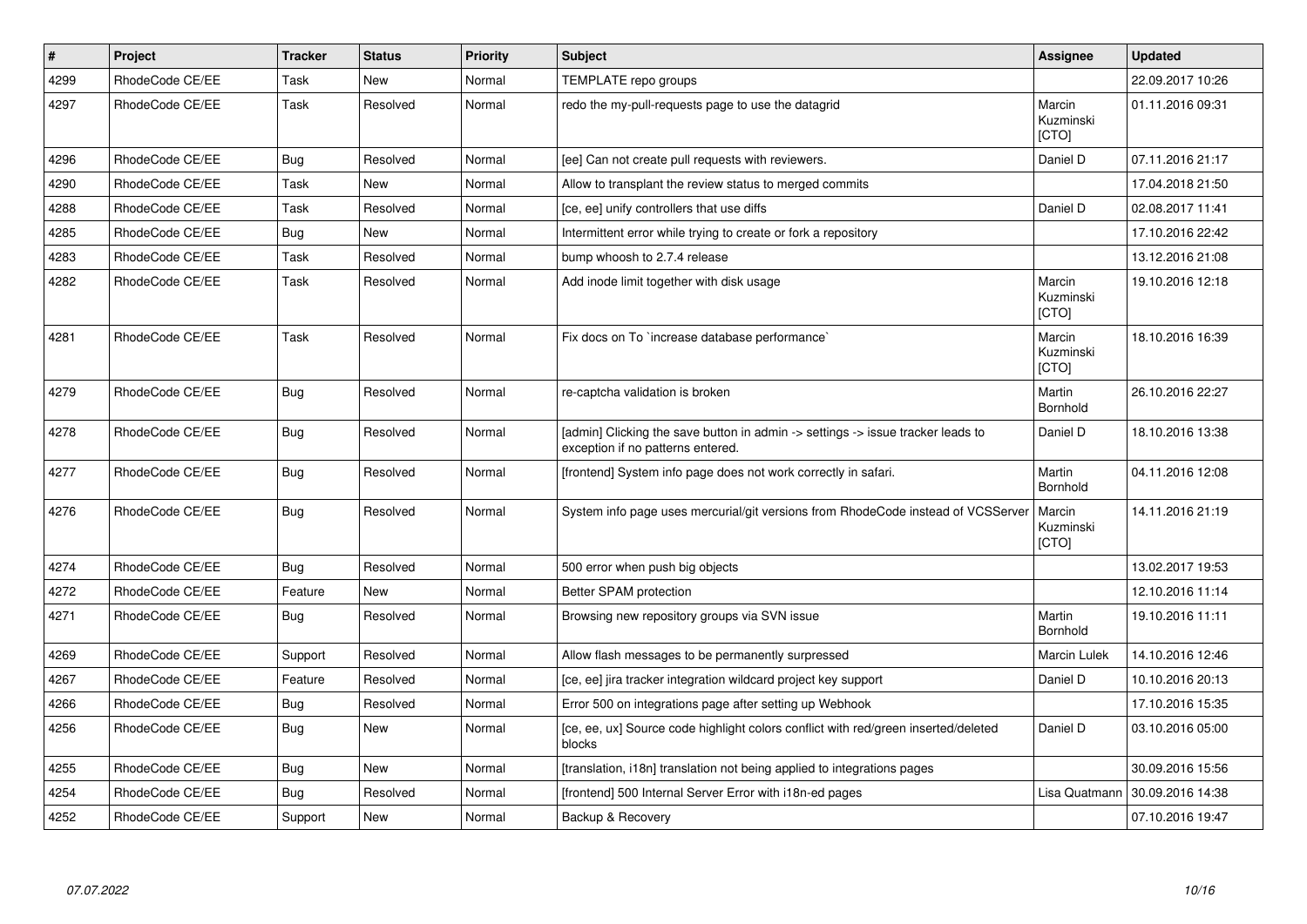| # | Project | Tracker | Status | Priority | Subject | Assignee | Updated |
|---|---|---|---|---|---|---|---|
| 4299 | RhodeCode CE/EE | Task | New | Normal | TEMPLATE repo groups | | 22.09.2017 10:26 |
| 4297 | RhodeCode CE/EE | Task | Resolved | Normal | redo the my-pull-requests page to use the datagrid | Marcin Kuzminski [CTO] | 01.11.2016 09:31 |
| 4296 | RhodeCode CE/EE | Bug | Resolved | Normal | [ee] Can not create pull requests with reviewers. | Daniel D | 07.11.2016 21:17 |
| 4290 | RhodeCode CE/EE | Task | New | Normal | Allow to transplant the review status to merged commits | | 17.04.2018 21:50 |
| 4288 | RhodeCode CE/EE | Task | Resolved | Normal | [ce, ee] unify controllers that use diffs | Daniel D | 02.08.2017 11:41 |
| 4285 | RhodeCode CE/EE | Bug | New | Normal | Intermittent error while trying to create or fork a repository | | 17.10.2016 22:42 |
| 4283 | RhodeCode CE/EE | Task | Resolved | Normal | bump whoosh to 2.7.4 release | | 13.12.2016 21:08 |
| 4282 | RhodeCode CE/EE | Task | Resolved | Normal | Add inode limit together with disk usage | Marcin Kuzminski [CTO] | 19.10.2016 12:18 |
| 4281 | RhodeCode CE/EE | Task | Resolved | Normal | Fix docs on To `increase database performance` | Marcin Kuzminski [CTO] | 18.10.2016 16:39 |
| 4279 | RhodeCode CE/EE | Bug | Resolved | Normal | re-captcha validation is broken | Martin Bornhold | 26.10.2016 22:27 |
| 4278 | RhodeCode CE/EE | Bug | Resolved | Normal | [admin] Clicking the save button in admin -> settings -> issue tracker leads to exception if no patterns entered. | Daniel D | 18.10.2016 13:38 |
| 4277 | RhodeCode CE/EE | Bug | Resolved | Normal | [frontend] System info page does not work correctly in safari. | Martin Bornhold | 04.11.2016 12:08 |
| 4276 | RhodeCode CE/EE | Bug | Resolved | Normal | System info page uses mercurial/git versions from RhodeCode instead of VCSServer | Marcin Kuzminski [CTO] | 14.11.2016 21:19 |
| 4274 | RhodeCode CE/EE | Bug | Resolved | Normal | 500 error when push big objects | | 13.02.2017 19:53 |
| 4272 | RhodeCode CE/EE | Feature | New | Normal | Better SPAM protection | | 12.10.2016 11:14 |
| 4271 | RhodeCode CE/EE | Bug | Resolved | Normal | Browsing new repository groups via SVN issue | Martin Bornhold | 19.10.2016 11:11 |
| 4269 | RhodeCode CE/EE | Support | Resolved | Normal | Allow flash messages to be permanently surpressed | Marcin Lulek | 14.10.2016 12:46 |
| 4267 | RhodeCode CE/EE | Feature | Resolved | Normal | [ce, ee] jira tracker integration wildcard project key support | Daniel D | 10.10.2016 20:13 |
| 4266 | RhodeCode CE/EE | Bug | Resolved | Normal | Error 500 on integrations page after setting up Webhook | | 17.10.2016 15:35 |
| 4256 | RhodeCode CE/EE | Bug | New | Normal | [ce, ee, ux] Source code highlight colors conflict with red/green inserted/deleted blocks | Daniel D | 03.10.2016 05:00 |
| 4255 | RhodeCode CE/EE | Bug | New | Normal | [translation, i18n] translation not being applied to integrations pages | | 30.09.2016 15:56 |
| 4254 | RhodeCode CE/EE | Bug | Resolved | Normal | [frontend] 500 Internal Server Error with i18n-ed pages | Lisa Quatmann | 30.09.2016 14:38 |
| 4252 | RhodeCode CE/EE | Support | New | Normal | Backup & Recovery | | 07.10.2016 19:47 |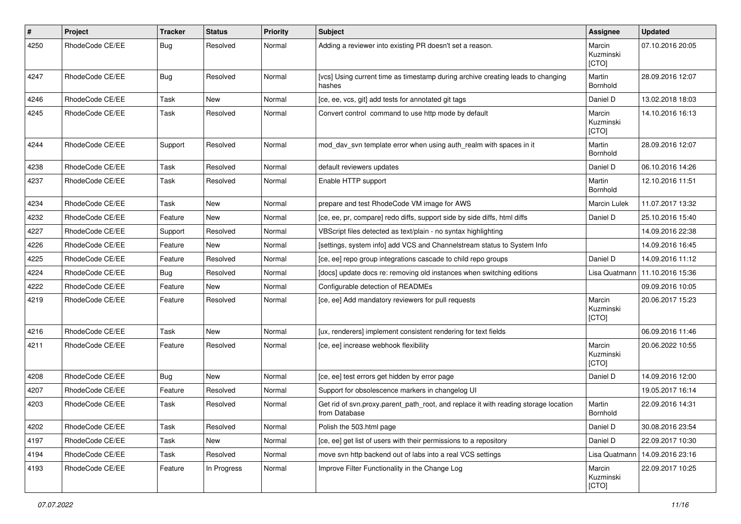| # | Project | Tracker | Status | Priority | Subject | Assignee | Updated |
|---|---|---|---|---|---|---|---|
| 4250 | RhodeCode CE/EE | Bug | Resolved | Normal | Adding a reviewer into existing PR doesn't set a reason. | Marcin Kuzminski [CTO] | 07.10.2016 20:05 |
| 4247 | RhodeCode CE/EE | Bug | Resolved | Normal | [vcs] Using current time as timestamp during archive creating leads to changing hashes | Martin Bornhold | 28.09.2016 12:07 |
| 4246 | RhodeCode CE/EE | Task | New | Normal | [ce, ee, vcs, git] add tests for annotated git tags | Daniel D | 13.02.2018 18:03 |
| 4245 | RhodeCode CE/EE | Task | Resolved | Normal | Convert control command to use http mode by default | Marcin Kuzminski [CTO] | 14.10.2016 16:13 |
| 4244 | RhodeCode CE/EE | Support | Resolved | Normal | mod_dav_svn template error when using auth_realm with spaces in it | Martin Bornhold | 28.09.2016 12:07 |
| 4238 | RhodeCode CE/EE | Task | Resolved | Normal | default reviewers updates | Daniel D | 06.10.2016 14:26 |
| 4237 | RhodeCode CE/EE | Task | Resolved | Normal | Enable HTTP support | Martin Bornhold | 12.10.2016 11:51 |
| 4234 | RhodeCode CE/EE | Task | New | Normal | prepare and test RhodeCode VM image for AWS | Marcin Lulek | 11.07.2017 13:32 |
| 4232 | RhodeCode CE/EE | Feature | New | Normal | [ce, ee, pr, compare] redo diffs, support side by side diffs, html diffs | Daniel D | 25.10.2016 15:40 |
| 4227 | RhodeCode CE/EE | Support | Resolved | Normal | VBScript files detected as text/plain - no syntax highlighting | | 14.09.2016 22:38 |
| 4226 | RhodeCode CE/EE | Feature | New | Normal | [settings, system info] add VCS and Channelstream status to System Info | | 14.09.2016 16:45 |
| 4225 | RhodeCode CE/EE | Feature | Resolved | Normal | [ce, ee] repo group integrations cascade to child repo groups | Daniel D | 14.09.2016 11:12 |
| 4224 | RhodeCode CE/EE | Bug | Resolved | Normal | [docs] update docs re: removing old instances when switching editions | Lisa Quatmann | 11.10.2016 15:36 |
| 4222 | RhodeCode CE/EE | Feature | New | Normal | Configurable detection of READMEs | | 09.09.2016 10:05 |
| 4219 | RhodeCode CE/EE | Feature | Resolved | Normal | [ce, ee] Add mandatory reviewers for pull requests | Marcin Kuzminski [CTO] | 20.06.2017 15:23 |
| 4216 | RhodeCode CE/EE | Task | New | Normal | [ux, renderers] implement consistent rendering for text fields | | 06.09.2016 11:46 |
| 4211 | RhodeCode CE/EE | Feature | Resolved | Normal | [ce, ee] increase webhook flexibility | Marcin Kuzminski [CTO] | 20.06.2022 10:55 |
| 4208 | RhodeCode CE/EE | Bug | New | Normal | [ce, ee] test errors get hidden by error page | Daniel D | 14.09.2016 12:00 |
| 4207 | RhodeCode CE/EE | Feature | Resolved | Normal | Support for obsolescence markers in changelog UI | | 19.05.2017 16:14 |
| 4203 | RhodeCode CE/EE | Task | Resolved | Normal | Get rid of svn.proxy.parent_path_root, and replace it with reading storage location from Database | Martin Bornhold | 22.09.2016 14:31 |
| 4202 | RhodeCode CE/EE | Task | Resolved | Normal | Polish the 503.html page | Daniel D | 30.08.2016 23:54 |
| 4197 | RhodeCode CE/EE | Task | New | Normal | [ce, ee] get list of users with their permissions to a repository | Daniel D | 22.09.2017 10:30 |
| 4194 | RhodeCode CE/EE | Task | Resolved | Normal | move svn http backend out of labs into a real VCS settings | Lisa Quatmann | 14.09.2016 23:16 |
| 4193 | RhodeCode CE/EE | Feature | In Progress | Normal | Improve Filter Functionality in the Change Log | Marcin Kuzminski [CTO] | 22.09.2017 10:25 |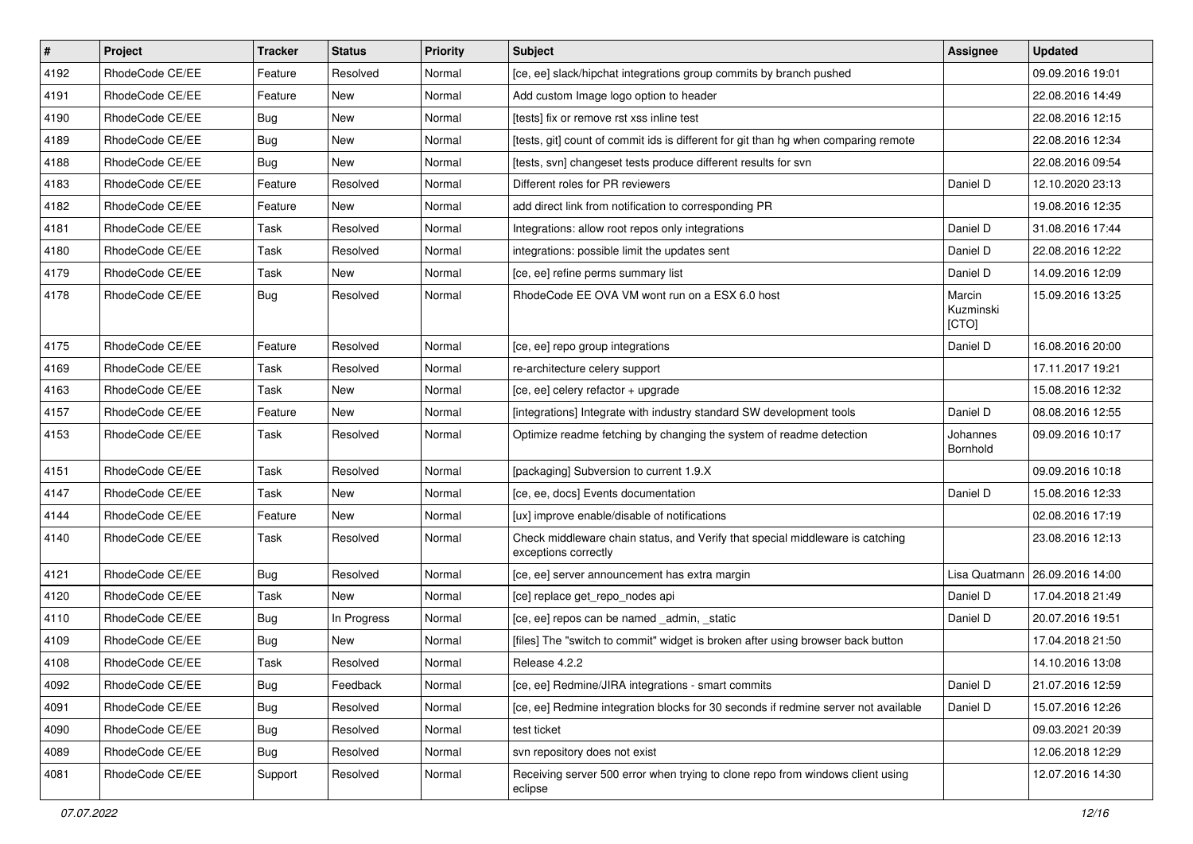| # | Project | Tracker | Status | Priority | Subject | Assignee | Updated |
|---|---|---|---|---|---|---|---|
| 4192 | RhodeCode CE/EE | Feature | Resolved | Normal | [ce, ee] slack/hipchat integrations group commits by branch pushed | | 09.09.2016 19:01 |
| 4191 | RhodeCode CE/EE | Feature | New | Normal | Add custom Image logo option to header | | 22.08.2016 14:49 |
| 4190 | RhodeCode CE/EE | Bug | New | Normal | [tests] fix or remove rst xss inline test | | 22.08.2016 12:15 |
| 4189 | RhodeCode CE/EE | Bug | New | Normal | [tests, git] count of commit ids is different for git than hg when comparing remote | | 22.08.2016 12:34 |
| 4188 | RhodeCode CE/EE | Bug | New | Normal | [tests, svn] changeset tests produce different results for svn | | 22.08.2016 09:54 |
| 4183 | RhodeCode CE/EE | Feature | Resolved | Normal | Different roles for PR reviewers | Daniel D | 12.10.2020 23:13 |
| 4182 | RhodeCode CE/EE | Feature | New | Normal | add direct link from notification to corresponding PR | | 19.08.2016 12:35 |
| 4181 | RhodeCode CE/EE | Task | Resolved | Normal | Integrations: allow root repos only integrations | Daniel D | 31.08.2016 17:44 |
| 4180 | RhodeCode CE/EE | Task | Resolved | Normal | integrations: possible limit the updates sent | Daniel D | 22.08.2016 12:22 |
| 4179 | RhodeCode CE/EE | Task | New | Normal | [ce, ee] refine perms summary list | Daniel D | 14.09.2016 12:09 |
| 4178 | RhodeCode CE/EE | Bug | Resolved | Normal | RhodeCode EE OVA VM wont run on a ESX 6.0 host | Marcin Kuzminski [CTO] | 15.09.2016 13:25 |
| 4175 | RhodeCode CE/EE | Feature | Resolved | Normal | [ce, ee] repo group integrations | Daniel D | 16.08.2016 20:00 |
| 4169 | RhodeCode CE/EE | Task | Resolved | Normal | re-architecture celery support | | 17.11.2017 19:21 |
| 4163 | RhodeCode CE/EE | Task | New | Normal | [ce, ee] celery refactor + upgrade | | 15.08.2016 12:32 |
| 4157 | RhodeCode CE/EE | Feature | New | Normal | [integrations] Integrate with industry standard SW development tools | Daniel D | 08.08.2016 12:55 |
| 4153 | RhodeCode CE/EE | Task | Resolved | Normal | Optimize readme fetching by changing the system of readme detection | Johannes Bornhold | 09.09.2016 10:17 |
| 4151 | RhodeCode CE/EE | Task | Resolved | Normal | [packaging] Subversion to current 1.9.X | | 09.09.2016 10:18 |
| 4147 | RhodeCode CE/EE | Task | New | Normal | [ce, ee, docs] Events documentation | Daniel D | 15.08.2016 12:33 |
| 4144 | RhodeCode CE/EE | Feature | New | Normal | [ux] improve enable/disable of notifications | | 02.08.2016 17:19 |
| 4140 | RhodeCode CE/EE | Task | Resolved | Normal | Check middleware chain status, and Verify that special middleware is catching exceptions correctly | | 23.08.2016 12:13 |
| 4121 | RhodeCode CE/EE | Bug | Resolved | Normal | [ce, ee] server announcement has extra margin | Lisa Quatmann | 26.09.2016 14:00 |
| 4120 | RhodeCode CE/EE | Task | New | Normal | [ce] replace get_repo_nodes api | Daniel D | 17.04.2018 21:49 |
| 4110 | RhodeCode CE/EE | Bug | In Progress | Normal | [ce, ee] repos can be named _admin, _static | Daniel D | 20.07.2016 19:51 |
| 4109 | RhodeCode CE/EE | Bug | New | Normal | [files] The "switch to commit" widget is broken after using browser back button | | 17.04.2018 21:50 |
| 4108 | RhodeCode CE/EE | Task | Resolved | Normal | Release 4.2.2 | | 14.10.2016 13:08 |
| 4092 | RhodeCode CE/EE | Bug | Feedback | Normal | [ce, ee] Redmine/JIRA integrations - smart commits | Daniel D | 21.07.2016 12:59 |
| 4091 | RhodeCode CE/EE | Bug | Resolved | Normal | [ce, ee] Redmine integration blocks for 30 seconds if redmine server not available | Daniel D | 15.07.2016 12:26 |
| 4090 | RhodeCode CE/EE | Bug | Resolved | Normal | test ticket | | 09.03.2021 20:39 |
| 4089 | RhodeCode CE/EE | Bug | Resolved | Normal | svn repository does not exist | | 12.06.2018 12:29 |
| 4081 | RhodeCode CE/EE | Support | Resolved | Normal | Receiving server 500 error when trying to clone repo from windows client using eclipse | | 12.07.2016 14:30 |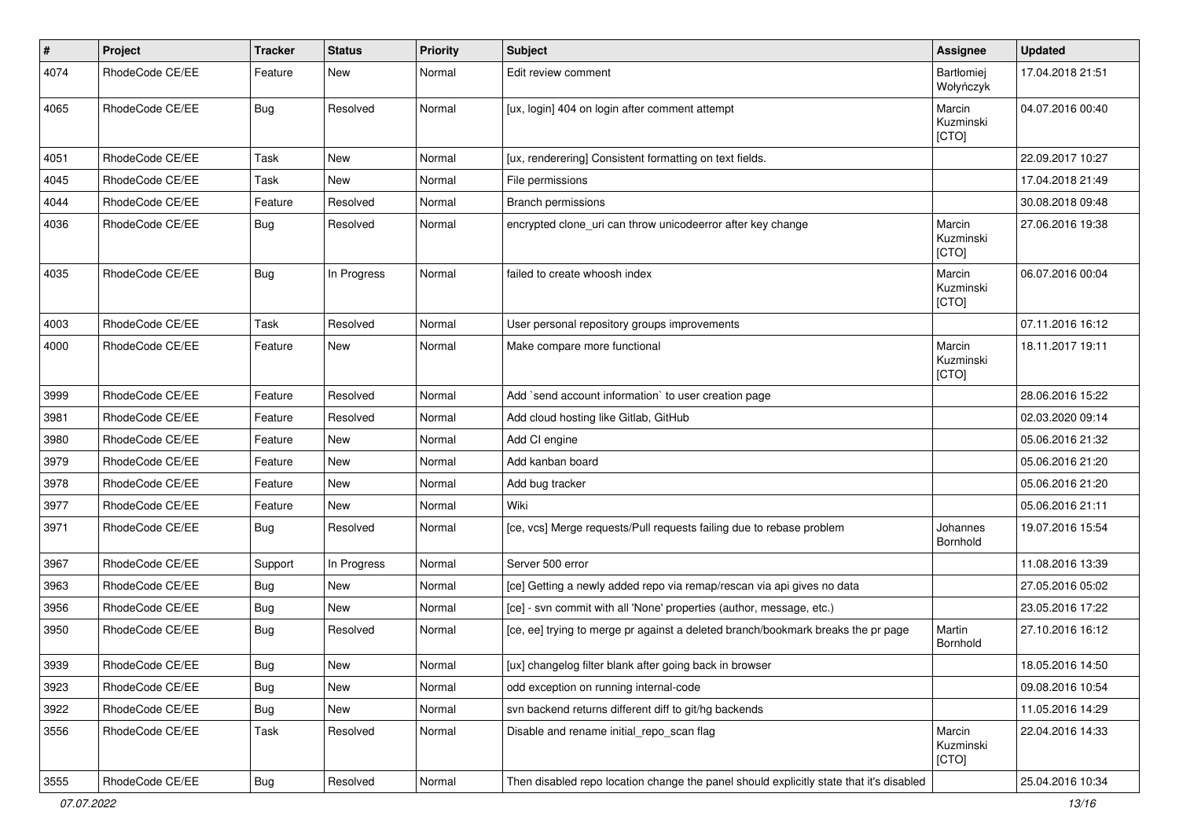| # | Project | Tracker | Status | Priority | Subject | Assignee | Updated |
| --- | --- | --- | --- | --- | --- | --- | --- |
| 4074 | RhodeCode CE/EE | Feature | New | Normal | Edit review comment | Bartłomiej Wołyńczyk | 17.04.2018 21:51 |
| 4065 | RhodeCode CE/EE | Bug | Resolved | Normal | [ux, login] 404 on login after comment attempt | Marcin Kuzminski [CTO] | 04.07.2016 00:40 |
| 4051 | RhodeCode CE/EE | Task | New | Normal | [ux, renderering] Consistent formatting on text fields. | | 22.09.2017 10:27 |
| 4045 | RhodeCode CE/EE | Task | New | Normal | File permissions | | 17.04.2018 21:49 |
| 4044 | RhodeCode CE/EE | Feature | Resolved | Normal | Branch permissions | | 30.08.2018 09:48 |
| 4036 | RhodeCode CE/EE | Bug | Resolved | Normal | encrypted clone_uri can throw unicodeerror after key change | Marcin Kuzminski [CTO] | 27.06.2016 19:38 |
| 4035 | RhodeCode CE/EE | Bug | In Progress | Normal | failed to create whoosh index | Marcin Kuzminski [CTO] | 06.07.2016 00:04 |
| 4003 | RhodeCode CE/EE | Task | Resolved | Normal | User personal repository groups improvements | | 07.11.2016 16:12 |
| 4000 | RhodeCode CE/EE | Feature | New | Normal | Make compare more functional | Marcin Kuzminski [CTO] | 18.11.2017 19:11 |
| 3999 | RhodeCode CE/EE | Feature | Resolved | Normal | Add `send account information` to user creation page | | 28.06.2016 15:22 |
| 3981 | RhodeCode CE/EE | Feature | Resolved | Normal | Add cloud hosting like Gitlab, GitHub | | 02.03.2020 09:14 |
| 3980 | RhodeCode CE/EE | Feature | New | Normal | Add CI engine | | 05.06.2016 21:32 |
| 3979 | RhodeCode CE/EE | Feature | New | Normal | Add kanban board | | 05.06.2016 21:20 |
| 3978 | RhodeCode CE/EE | Feature | New | Normal | Add bug tracker | | 05.06.2016 21:20 |
| 3977 | RhodeCode CE/EE | Feature | New | Normal | Wiki | | 05.06.2016 21:11 |
| 3971 | RhodeCode CE/EE | Bug | Resolved | Normal | [ce, vcs] Merge requests/Pull requests failing due to rebase problem | Johannes Bornhold | 19.07.2016 15:54 |
| 3967 | RhodeCode CE/EE | Support | In Progress | Normal | Server 500 error | | 11.08.2016 13:39 |
| 3963 | RhodeCode CE/EE | Bug | New | Normal | [ce] Getting a newly added repo via remap/rescan via api gives no data | | 27.05.2016 05:02 |
| 3956 | RhodeCode CE/EE | Bug | New | Normal | [ce] - svn commit with all 'None' properties (author, message, etc.) | | 23.05.2016 17:22 |
| 3950 | RhodeCode CE/EE | Bug | Resolved | Normal | [ce, ee] trying to merge pr against a deleted branch/bookmark breaks the pr page | Martin Bornhold | 27.10.2016 16:12 |
| 3939 | RhodeCode CE/EE | Bug | New | Normal | [ux] changelog filter blank after going back in browser | | 18.05.2016 14:50 |
| 3923 | RhodeCode CE/EE | Bug | New | Normal | odd exception on running internal-code | | 09.08.2016 10:54 |
| 3922 | RhodeCode CE/EE | Bug | New | Normal | svn backend returns different diff to git/hg backends | | 11.05.2016 14:29 |
| 3556 | RhodeCode CE/EE | Task | Resolved | Normal | Disable and rename initial_repo_scan flag | Marcin Kuzminski [CTO] | 22.04.2016 14:33 |
| 3555 | RhodeCode CE/EE | Bug | Resolved | Normal | Then disabled repo location change the panel should explicitly state that it's disabled | | 25.04.2016 10:34 |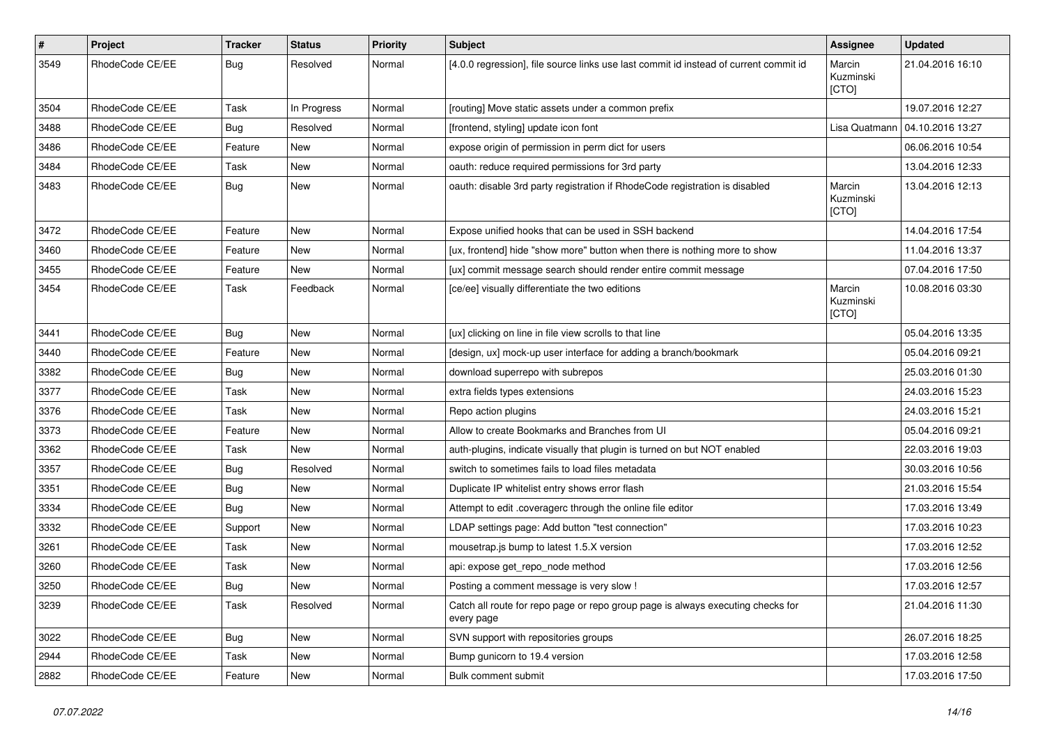| # | Project | Tracker | Status | Priority | Subject | Assignee | Updated |
|---|---|---|---|---|---|---|---|
| 3549 | RhodeCode CE/EE | Bug | Resolved | Normal | [4.0.0 regression], file source links use last commit id instead of current commit id | Marcin Kuzminski [CTO] | 21.04.2016 16:10 |
| 3504 | RhodeCode CE/EE | Task | In Progress | Normal | [routing] Move static assets under a common prefix | | 19.07.2016 12:27 |
| 3488 | RhodeCode CE/EE | Bug | Resolved | Normal | [frontend, styling] update icon font | Lisa Quatmann | 04.10.2016 13:27 |
| 3486 | RhodeCode CE/EE | Feature | New | Normal | expose origin of permission in perm dict for users | | 06.06.2016 10:54 |
| 3484 | RhodeCode CE/EE | Task | New | Normal | oauth: reduce required permissions for 3rd party | | 13.04.2016 12:33 |
| 3483 | RhodeCode CE/EE | Bug | New | Normal | oauth: disable 3rd party registration if RhodeCode registration is disabled | Marcin Kuzminski [CTO] | 13.04.2016 12:13 |
| 3472 | RhodeCode CE/EE | Feature | New | Normal | Expose unified hooks that can be used in SSH backend | | 14.04.2016 17:54 |
| 3460 | RhodeCode CE/EE | Feature | New | Normal | [ux, frontend] hide "show more" button when there is nothing more to show | | 11.04.2016 13:37 |
| 3455 | RhodeCode CE/EE | Feature | New | Normal | [ux] commit message search should render entire commit message | | 07.04.2016 17:50 |
| 3454 | RhodeCode CE/EE | Task | Feedback | Normal | [ce/ee] visually differentiate the two editions | Marcin Kuzminski [CTO] | 10.08.2016 03:30 |
| 3441 | RhodeCode CE/EE | Bug | New | Normal | [ux] clicking on line in file view scrolls to that line | | 05.04.2016 13:35 |
| 3440 | RhodeCode CE/EE | Feature | New | Normal | [design, ux] mock-up user interface for adding a branch/bookmark | | 05.04.2016 09:21 |
| 3382 | RhodeCode CE/EE | Bug | New | Normal | download superrepo with subrepos | | 25.03.2016 01:30 |
| 3377 | RhodeCode CE/EE | Task | New | Normal | extra fields types extensions | | 24.03.2016 15:23 |
| 3376 | RhodeCode CE/EE | Task | New | Normal | Repo action plugins | | 24.03.2016 15:21 |
| 3373 | RhodeCode CE/EE | Feature | New | Normal | Allow to create Bookmarks and Branches from UI | | 05.04.2016 09:21 |
| 3362 | RhodeCode CE/EE | Task | New | Normal | auth-plugins, indicate visually that plugin is turned on but NOT enabled | | 22.03.2016 19:03 |
| 3357 | RhodeCode CE/EE | Bug | Resolved | Normal | switch to sometimes fails to load files metadata | | 30.03.2016 10:56 |
| 3351 | RhodeCode CE/EE | Bug | New | Normal | Duplicate IP whitelist entry shows error flash | | 21.03.2016 15:54 |
| 3334 | RhodeCode CE/EE | Bug | New | Normal | Attempt to edit .coveragerc through the online file editor | | 17.03.2016 13:49 |
| 3332 | RhodeCode CE/EE | Support | New | Normal | LDAP settings page: Add button "test connection" | | 17.03.2016 10:23 |
| 3261 | RhodeCode CE/EE | Task | New | Normal | mousetrap.js bump to latest 1.5.X version | | 17.03.2016 12:52 |
| 3260 | RhodeCode CE/EE | Task | New | Normal | api: expose get_repo_node method | | 17.03.2016 12:56 |
| 3250 | RhodeCode CE/EE | Bug | New | Normal | Posting a comment message is very slow ! | | 17.03.2016 12:57 |
| 3239 | RhodeCode CE/EE | Task | Resolved | Normal | Catch all route for repo page or repo group page is always executing checks for every page | | 21.04.2016 11:30 |
| 3022 | RhodeCode CE/EE | Bug | New | Normal | SVN support with repositories groups | | 26.07.2016 18:25 |
| 2944 | RhodeCode CE/EE | Task | New | Normal | Bump gunicorn to 19.4 version | | 17.03.2016 12:58 |
| 2882 | RhodeCode CE/EE | Feature | New | Normal | Bulk comment submit | | 17.03.2016 17:50 |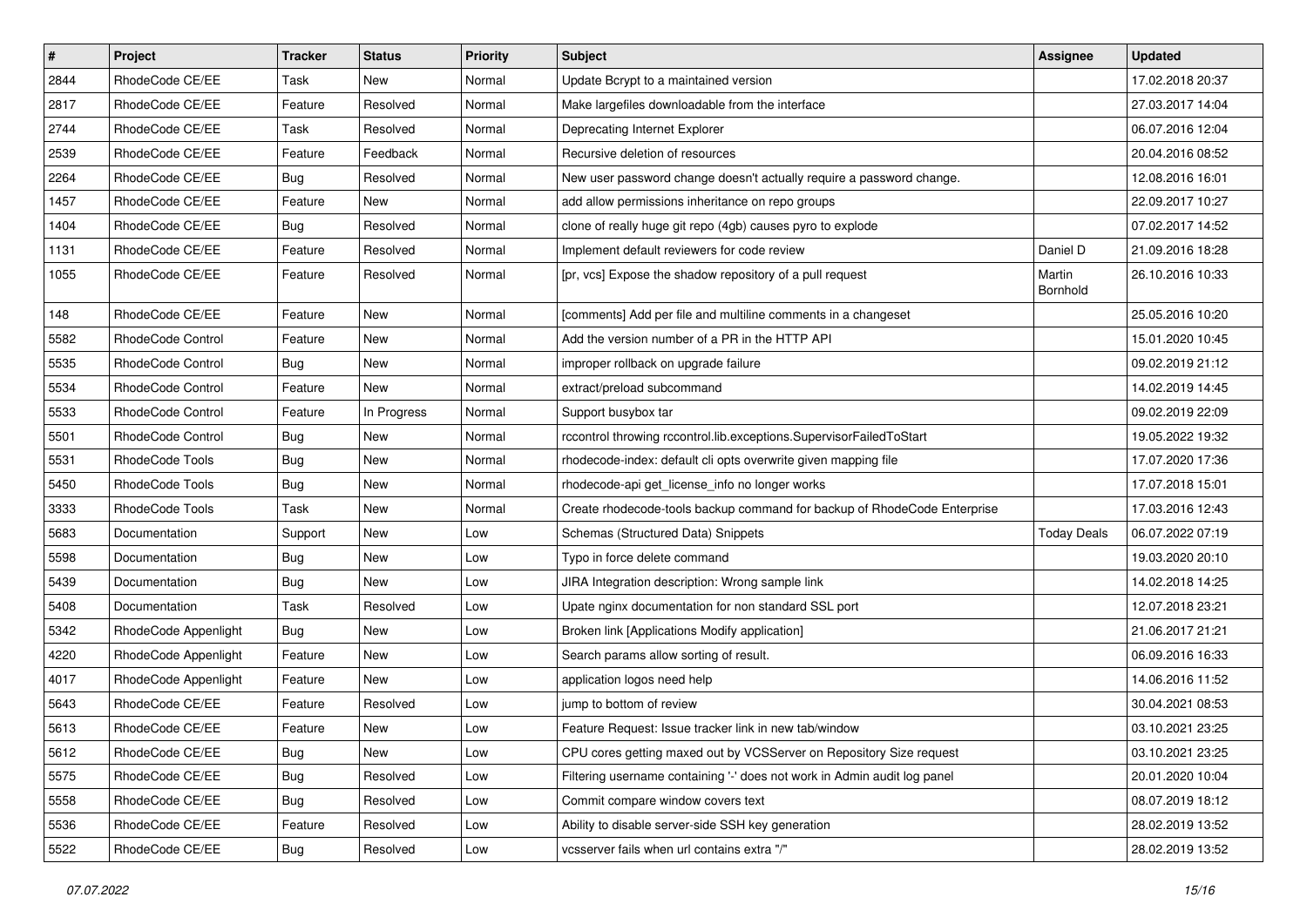| # | Project | Tracker | Status | Priority | Subject | Assignee | Updated |
|---|---|---|---|---|---|---|---|
| 2844 | RhodeCode CE/EE | Task | New | Normal | Update Bcrypt to a maintained version | | 17.02.2018 20:37 |
| 2817 | RhodeCode CE/EE | Feature | Resolved | Normal | Make largefiles downloadable from the interface | | 27.03.2017 14:04 |
| 2744 | RhodeCode CE/EE | Task | Resolved | Normal | Deprecating Internet Explorer | | 06.07.2016 12:04 |
| 2539 | RhodeCode CE/EE | Feature | Feedback | Normal | Recursive deletion of resources | | 20.04.2016 08:52 |
| 2264 | RhodeCode CE/EE | Bug | Resolved | Normal | New user password change doesn't actually require a password change. | | 12.08.2016 16:01 |
| 1457 | RhodeCode CE/EE | Feature | New | Normal | add allow permissions inheritance on repo groups | | 22.09.2017 10:27 |
| 1404 | RhodeCode CE/EE | Bug | Resolved | Normal | clone of really huge git repo (4gb) causes pyro to explode | | 07.02.2017 14:52 |
| 1131 | RhodeCode CE/EE | Feature | Resolved | Normal | Implement default reviewers for code review | Daniel D | 21.09.2016 18:28 |
| 1055 | RhodeCode CE/EE | Feature | Resolved | Normal | [pr, vcs] Expose the shadow repository of a pull request | Martin Bornhold | 26.10.2016 10:33 |
| 148 | RhodeCode CE/EE | Feature | New | Normal | [comments] Add per file and multiline comments in a changeset | | 25.05.2016 10:20 |
| 5582 | RhodeCode Control | Feature | New | Normal | Add the version number of a PR in the HTTP API | | 15.01.2020 10:45 |
| 5535 | RhodeCode Control | Bug | New | Normal | improper rollback on upgrade failure | | 09.02.2019 21:12 |
| 5534 | RhodeCode Control | Feature | New | Normal | extract/preload subcommand | | 14.02.2019 14:45 |
| 5533 | RhodeCode Control | Feature | In Progress | Normal | Support busybox tar | | 09.02.2019 22:09 |
| 5501 | RhodeCode Control | Bug | New | Normal | rccontrol throwing rccontrol.lib.exceptions.SupervisorFailedToStart | | 19.05.2022 19:32 |
| 5531 | RhodeCode Tools | Bug | New | Normal | rhodecode-index: default cli opts overwrite given mapping file | | 17.07.2020 17:36 |
| 5450 | RhodeCode Tools | Bug | New | Normal | rhodecode-api get_license_info no longer works | | 17.07.2018 15:01 |
| 3333 | RhodeCode Tools | Task | New | Normal | Create rhodecode-tools backup command for backup of RhodeCode Enterprise | | 17.03.2016 12:43 |
| 5683 | Documentation | Support | New | Low | Schemas (Structured Data) Snippets | Today Deals | 06.07.2022 07:19 |
| 5598 | Documentation | Bug | New | Low | Typo in force delete command | | 19.03.2020 20:10 |
| 5439 | Documentation | Bug | New | Low | JIRA Integration description: Wrong sample link | | 14.02.2018 14:25 |
| 5408 | Documentation | Task | Resolved | Low | Upate nginx documentation for non standard SSL port | | 12.07.2018 23:21 |
| 5342 | RhodeCode Appenlight | Bug | New | Low | Broken link [Applications Modify application] | | 21.06.2017 21:21 |
| 4220 | RhodeCode Appenlight | Feature | New | Low | Search params allow sorting of result. | | 06.09.2016 16:33 |
| 4017 | RhodeCode Appenlight | Feature | New | Low | application logos need help | | 14.06.2016 11:52 |
| 5643 | RhodeCode CE/EE | Feature | Resolved | Low | jump to bottom of review | | 30.04.2021 08:53 |
| 5613 | RhodeCode CE/EE | Feature | New | Low | Feature Request: Issue tracker link in new tab/window | | 03.10.2021 23:25 |
| 5612 | RhodeCode CE/EE | Bug | New | Low | CPU cores getting maxed out by VCSServer on Repository Size request | | 03.10.2021 23:25 |
| 5575 | RhodeCode CE/EE | Bug | Resolved | Low | Filtering username containing '-' does not work in Admin audit log panel | | 20.01.2020 10:04 |
| 5558 | RhodeCode CE/EE | Bug | Resolved | Low | Commit compare window covers text | | 08.07.2019 18:12 |
| 5536 | RhodeCode CE/EE | Feature | Resolved | Low | Ability to disable server-side SSH key generation | | 28.02.2019 13:52 |
| 5522 | RhodeCode CE/EE | Bug | Resolved | Low | vcsserver fails when url contains extra "/" | | 28.02.2019 13:52 |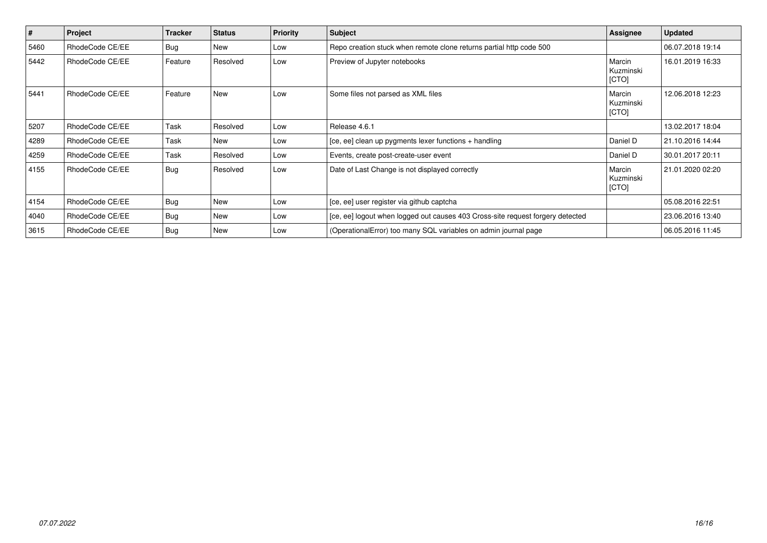| # | Project | Tracker | Status | Priority | Subject | Assignee | Updated |
|---|---|---|---|---|---|---|---|
| 5460 | RhodeCode CE/EE | Bug | New | Low | Repo creation stuck when remote clone returns partial http code 500 | | 06.07.2018 19:14 |
| 5442 | RhodeCode CE/EE | Feature | Resolved | Low | Preview of Jupyter notebooks | Marcin Kuzminski [CTO] | 16.01.2019 16:33 |
| 5441 | RhodeCode CE/EE | Feature | New | Low | Some files not parsed as XML files | Marcin Kuzminski [CTO] | 12.06.2018 12:23 |
| 5207 | RhodeCode CE/EE | Task | Resolved | Low | Release 4.6.1 | | 13.02.2017 18:04 |
| 4289 | RhodeCode CE/EE | Task | New | Low | [ce, ee] clean up pygments lexer functions + handling | Daniel D | 21.10.2016 14:44 |
| 4259 | RhodeCode CE/EE | Task | Resolved | Low | Events, create post-create-user event | Daniel D | 30.01.2017 20:11 |
| 4155 | RhodeCode CE/EE | Bug | Resolved | Low | Date of Last Change is not displayed correctly | Marcin Kuzminski [CTO] | 21.01.2020 02:20 |
| 4154 | RhodeCode CE/EE | Bug | New | Low | [ce, ee] user register via github captcha | | 05.08.2016 22:51 |
| 4040 | RhodeCode CE/EE | Bug | New | Low | [ce, ee] logout when logged out causes 403 Cross-site request forgery detected | | 23.06.2016 13:40 |
| 3615 | RhodeCode CE/EE | Bug | New | Low | (OperationalError) too many SQL variables on admin journal page | | 06.05.2016 11:45 |

*07.07.2022*